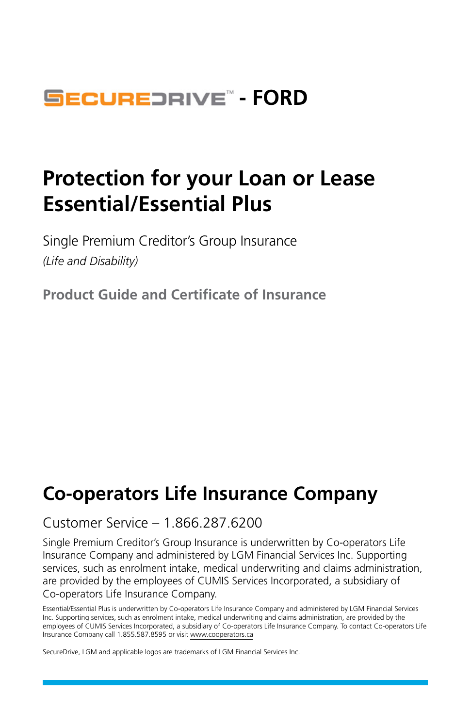# SECUREDRIVE™ - FORD

# Protection for your Loan or Lease Essential/Essential Plus

Single Premium Creditor's Group Insurance

*(Life and Disability)*

**Product Guide and Certificate of Insurance**

## Co-operators Life Insurance Company

Customer Service – 1.866.287.6200

Single Premium Creditor's Group Insurance is underwritten by Co-operators Life Insurance Company and administered by LGM Financial Services Inc. Supporting services, such as enrolment intake, medical underwriting and claims administration, are provided by the employees of CUMIS Services Incorporated, a subsidiary of Co-operators Life Insurance Company.

Essential/Essential Plus is underwritten by Co-operators Life Insurance Company and administered by LGM Financial Services Inc. Supporting services, such as enrolment intake, medical underwriting and claims administration, are provided by the employees of CUMIS Services Incorporated, a subsidiary of Co-operators Life Insurance Company. To contact Co-operators Life Insurance Company call 1.855.587.8595 or visit www.cooperators.ca

SecureDrive, LGM and applicable logos are trademarks of LGM Financial Services Inc.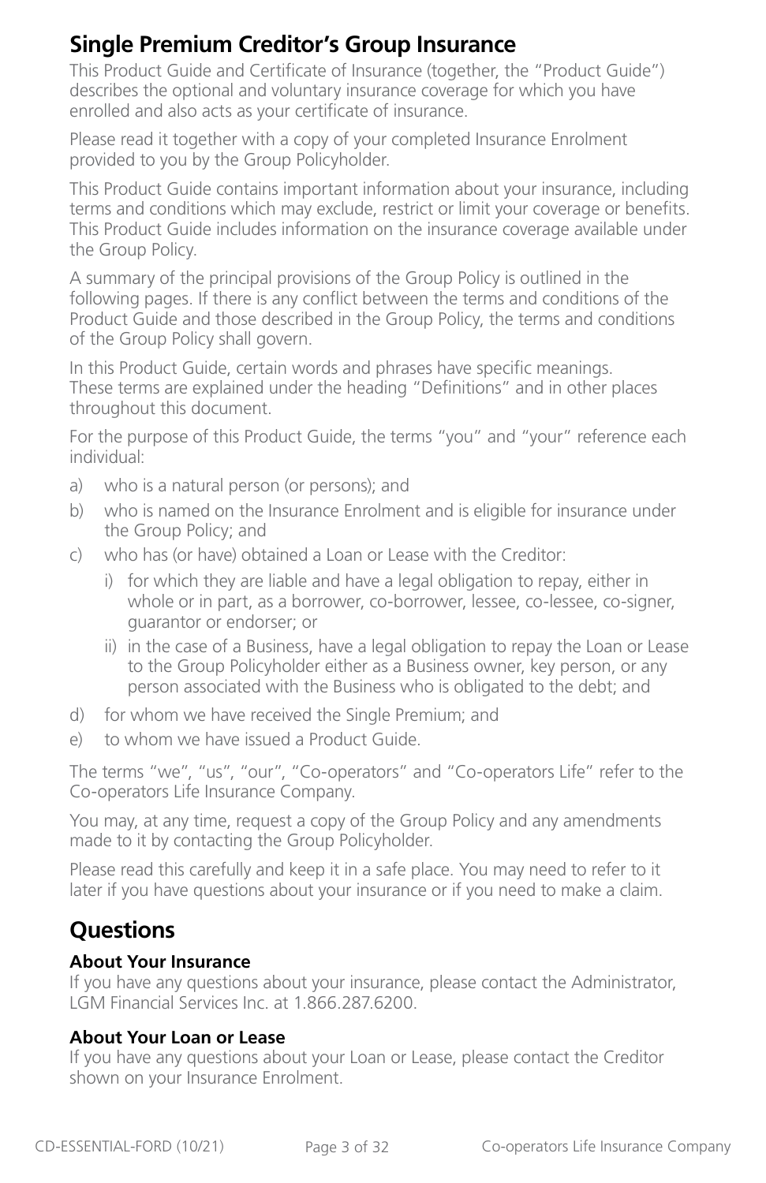## Single Premium Creditor's Group Insurance

This Product Guide and Certificate of Insurance (together, the "Product Guide") describes the optional and voluntary insurance coverage for which you have enrolled and also acts as your certificate of insurance.

Please read it together with a copy of your completed Insurance Enrolment provided to you by the Group Policyholder.

This Product Guide contains important information about your insurance, including terms and conditions which may exclude, restrict or limit your coverage or benefits. This Product Guide includes information on the insurance coverage available under the Group Policy.

A summary of the principal provisions of the Group Policy is outlined in the following pages. If there is any conflict between the terms and conditions of the Product Guide and those described in the Group Policy, the terms and conditions of the Group Policy shall govern.

In this Product Guide, certain words and phrases have specific meanings. These terms are explained under the heading "Definitions" and in other places throughout this document.

For the purpose of this Product Guide, the terms "you" and "your" reference each individual:

a) who is a natural person (or persons); and
b) who is named on the Insurance Enrolment and is eligible for insurance under the Group Policy; and
c) who has (or have) obtained a Loan or Lease with the Creditor:
   i) for which they are liable and have a legal obligation to repay, either in whole or in part, as a borrower, co-borrower, lessee, co-lessee, co-signer, guarantor or endorser; or
   ii) in the case of a Business, have a legal obligation to repay the Loan or Lease to the Group Policyholder either as a Business owner, key person, or any person associated with the Business who is obligated to the debt; and
d) for whom we have received the Single Premium; and
e) to whom we have issued a Product Guide.

The terms "we", "us", "our", "Co-operators" and "Co-operators Life" refer to the Co-operators Life Insurance Company.

You may, at any time, request a copy of the Group Policy and any amendments made to it by contacting the Group Policyholder.

Please read this carefully and keep it in a safe place. You may need to refer to it later if you have questions about your insurance or if you need to make a claim.

## Questions

### About Your Insurance

If you have any questions about your insurance, please contact the Administrator, LGM Financial Services Inc. at 1.866.287.6200.

### About Your Loan or Lease

If you have any questions about your Loan or Lease, please contact the Creditor shown on your Insurance Enrolment.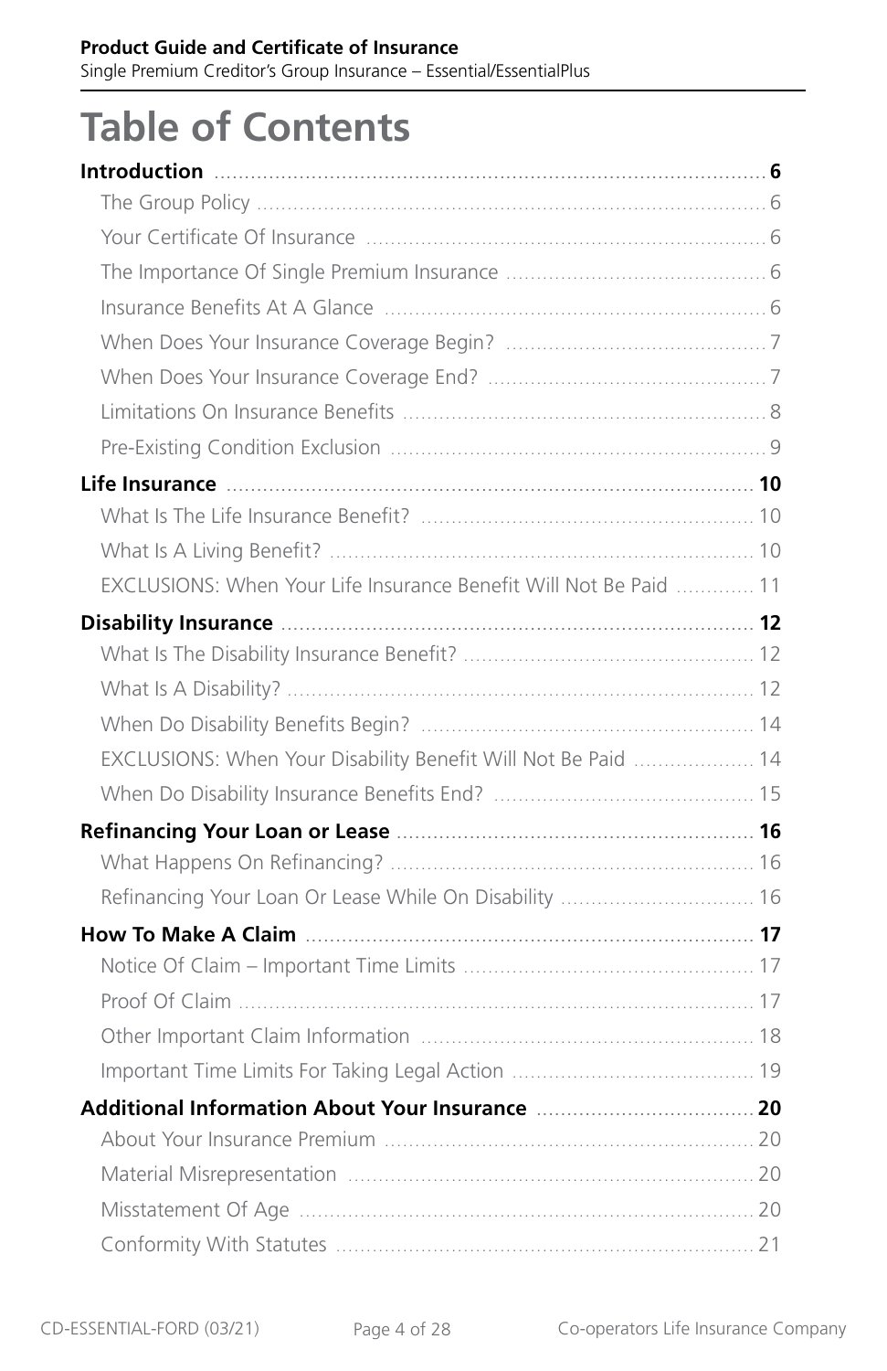# Table of Contents

**Introduction** ........ **6**

- The Group Policy ........ 6
- Your Certificate Of Insurance ........ 6
- The Importance Of Single Premium Insurance ........ 6
- Insurance Benefits At A Glance ........ 6
- When Does Your Insurance Coverage Begin? ........ 7
- When Does Your Insurance Coverage End? ........ 7
- Limitations On Insurance Benefits ........ 8
- Pre-Existing Condition Exclusion ........ 9

**Life Insurance** ........ **10**

- What Is The Life Insurance Benefit? ........ 10
- What Is A Living Benefit? ........ 10
- EXCLUSIONS: When Your Life Insurance Benefit Will Not Be Paid ........ 11

**Disability Insurance** ........ **12**

- What Is The Disability Insurance Benefit? ........ 12
- What Is A Disability? ........ 12
- When Do Disability Benefits Begin? ........ 14
- EXCLUSIONS: When Your Disability Benefit Will Not Be Paid ........ 14
- When Do Disability Insurance Benefits End? ........ 15

**Refinancing Your Loan or Lease** ........ **16**

- What Happens On Refinancing? ........ 16
- Refinancing Your Loan Or Lease While On Disability ........ 16

**How To Make A Claim** ........ **17**

- Notice Of Claim – Important Time Limits ........ 17
- Proof Of Claim ........ 17
- Other Important Claim Information ........ 18
- Important Time Limits For Taking Legal Action ........ 19

**Additional Information About Your Insurance** ........ **20**

- About Your Insurance Premium ........ 20
- Material Misrepresentation ........ 20
- Misstatement Of Age ........ 20
- Conformity With Statutes ........ 21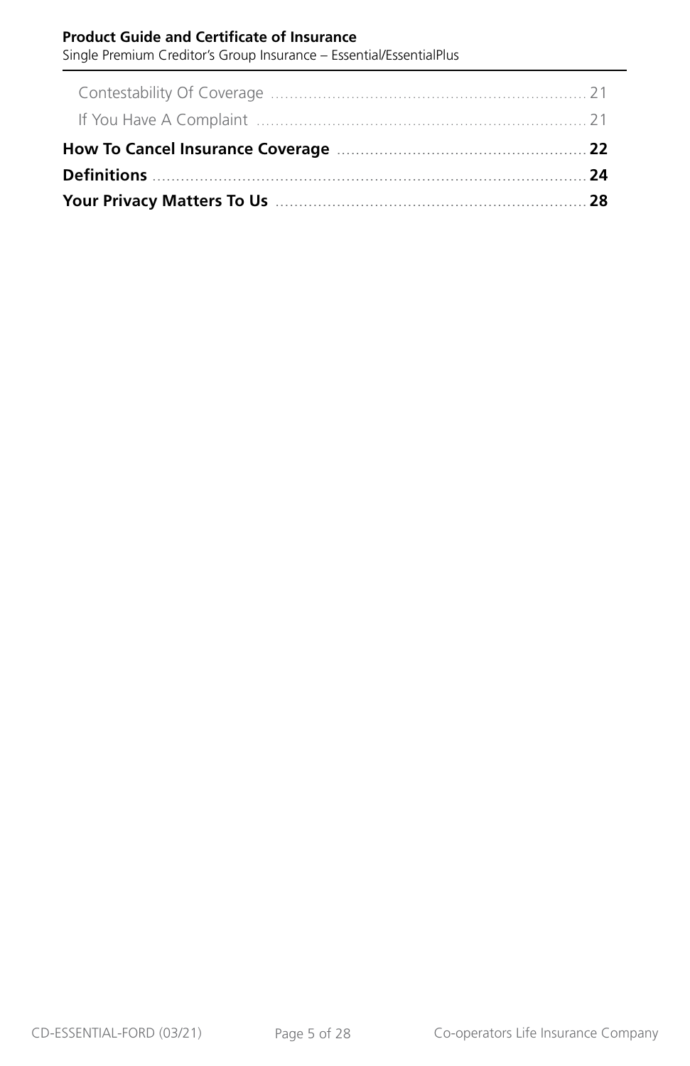Contestability Of Coverage ........ 21

If You Have A Complaint ........ 21

**How To Cancel Insurance Coverage ........ 22**

**Definitions ........ 24**

**Your Privacy Matters To Us ........ 28**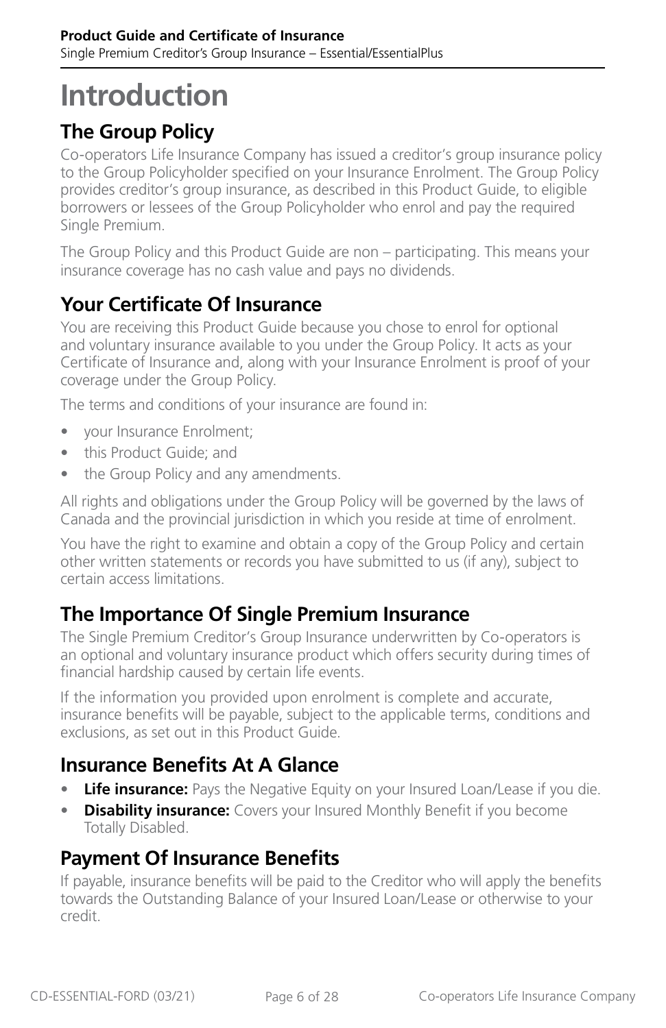# Introduction

## The Group Policy

Co-operators Life Insurance Company has issued a creditor's group insurance policy to the Group Policyholder specified on your Insurance Enrolment. The Group Policy provides creditor's group insurance, as described in this Product Guide, to eligible borrowers or lessees of the Group Policyholder who enrol and pay the required Single Premium.

The Group Policy and this Product Guide are non – participating. This means your insurance coverage has no cash value and pays no dividends.

## Your Certificate Of Insurance

You are receiving this Product Guide because you chose to enrol for optional and voluntary insurance available to you under the Group Policy. It acts as your Certificate of Insurance and, along with your Insurance Enrolment is proof of your coverage under the Group Policy.

The terms and conditions of your insurance are found in:

- your Insurance Enrolment;
- this Product Guide; and
- the Group Policy and any amendments.

All rights and obligations under the Group Policy will be governed by the laws of Canada and the provincial jurisdiction in which you reside at time of enrolment.

You have the right to examine and obtain a copy of the Group Policy and certain other written statements or records you have submitted to us (if any), subject to certain access limitations.

## The Importance Of Single Premium Insurance

The Single Premium Creditor's Group Insurance underwritten by Co-operators is an optional and voluntary insurance product which offers security during times of financial hardship caused by certain life events.

If the information you provided upon enrolment is complete and accurate, insurance benefits will be payable, subject to the applicable terms, conditions and exclusions, as set out in this Product Guide.

## Insurance Benefits At A Glance

- **Life insurance:** Pays the Negative Equity on your Insured Loan/Lease if you die.
- **Disability insurance:** Covers your Insured Monthly Benefit if you become Totally Disabled.

## Payment Of Insurance Benefits

If payable, insurance benefits will be paid to the Creditor who will apply the benefits towards the Outstanding Balance of your Insured Loan/Lease or otherwise to your credit.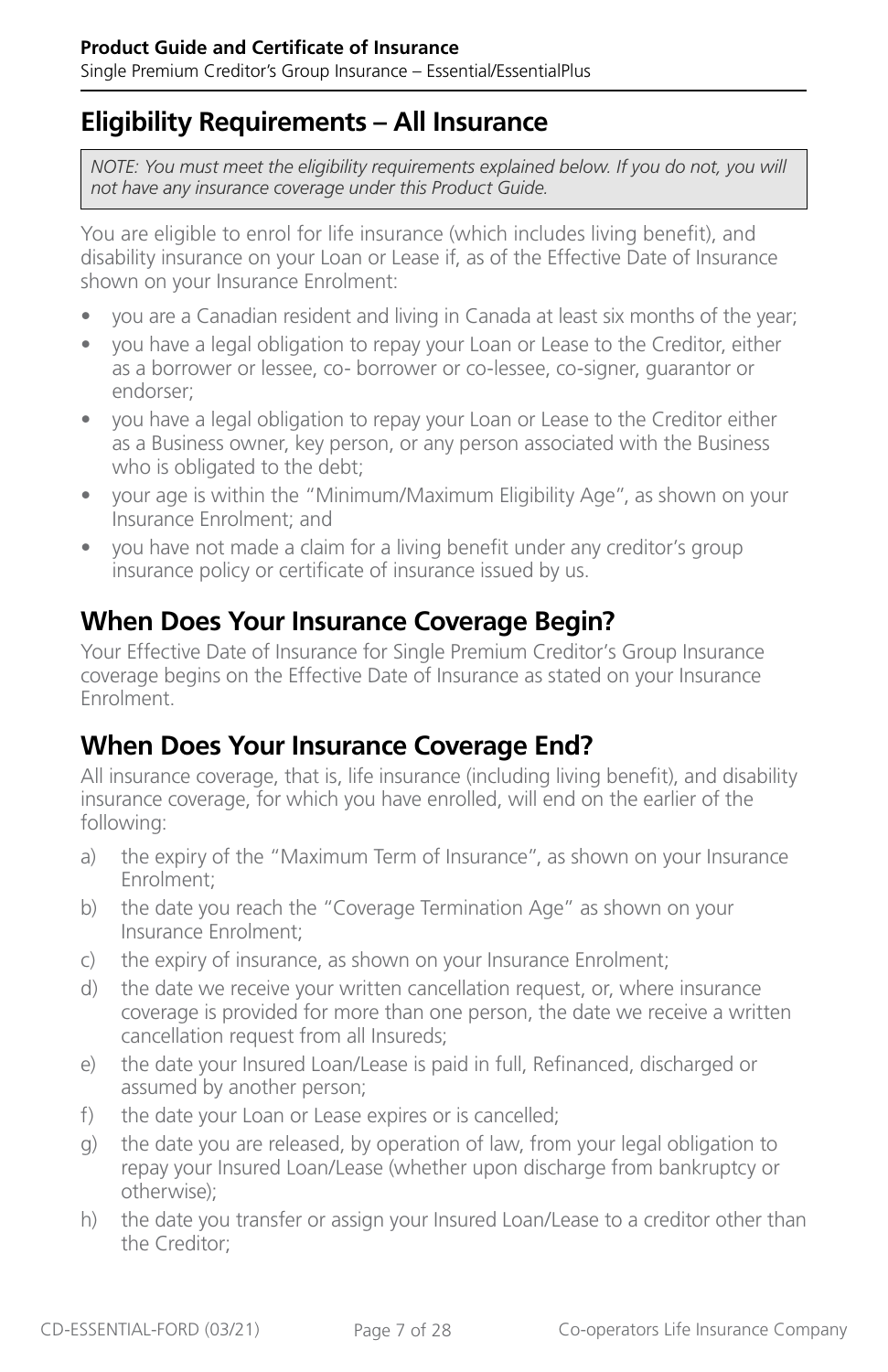## Eligibility Requirements – All Insurance

*NOTE: You must meet the eligibility requirements explained below. If you do not, you will not have any insurance coverage under this Product Guide.*

You are eligible to enrol for life insurance (which includes living benefit), and disability insurance on your Loan or Lease if, as of the Effective Date of Insurance shown on your Insurance Enrolment:

- you are a Canadian resident and living in Canada at least six months of the year;
- you have a legal obligation to repay your Loan or Lease to the Creditor, either as a borrower or lessee, co- borrower or co-lessee, co-signer, guarantor or endorser;
- you have a legal obligation to repay your Loan or Lease to the Creditor either as a Business owner, key person, or any person associated with the Business who is obligated to the debt;
- your age is within the "Minimum/Maximum Eligibility Age", as shown on your Insurance Enrolment; and
- you have not made a claim for a living benefit under any creditor's group insurance policy or certificate of insurance issued by us.

## When Does Your Insurance Coverage Begin?

Your Effective Date of Insurance for Single Premium Creditor's Group Insurance coverage begins on the Effective Date of Insurance as stated on your Insurance Enrolment.

## When Does Your Insurance Coverage End?

All insurance coverage, that is, life insurance (including living benefit), and disability insurance coverage, for which you have enrolled, will end on the earlier of the following:

a) the expiry of the "Maximum Term of Insurance", as shown on your Insurance Enrolment;

b) the date you reach the "Coverage Termination Age" as shown on your Insurance Enrolment;

c) the expiry of insurance, as shown on your Insurance Enrolment;

d) the date we receive your written cancellation request, or, where insurance coverage is provided for more than one person, the date we receive a written cancellation request from all Insureds;

e) the date your Insured Loan/Lease is paid in full, Refinanced, discharged or assumed by another person;

f) the date your Loan or Lease expires or is cancelled;

g) the date you are released, by operation of law, from your legal obligation to repay your Insured Loan/Lease (whether upon discharge from bankruptcy or otherwise);

h) the date you transfer or assign your Insured Loan/Lease to a creditor other than the Creditor;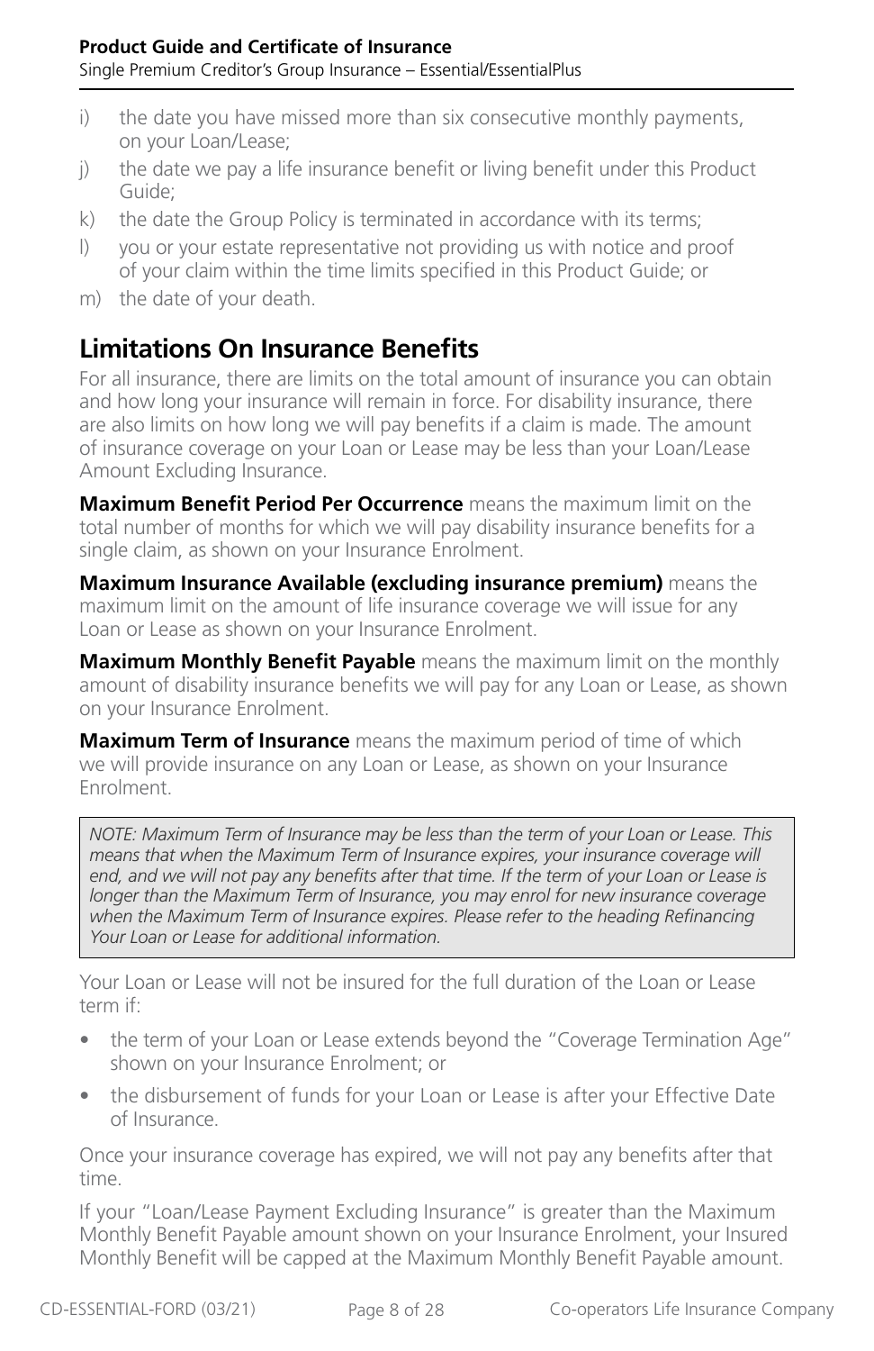i) the date you have missed more than six consecutive monthly payments, on your Loan/Lease;

j) the date we pay a life insurance benefit or living benefit under this Product Guide;

k) the date the Group Policy is terminated in accordance with its terms;

l) you or your estate representative not providing us with notice and proof of your claim within the time limits specified in this Product Guide; or

m) the date of your death.

## Limitations On Insurance Benefits

For all insurance, there are limits on the total amount of insurance you can obtain and how long your insurance will remain in force. For disability insurance, there are also limits on how long we will pay benefits if a claim is made. The amount of insurance coverage on your Loan or Lease may be less than your Loan/Lease Amount Excluding Insurance.

**Maximum Benefit Period Per Occurrence** means the maximum limit on the total number of months for which we will pay disability insurance benefits for a single claim, as shown on your Insurance Enrolment.

**Maximum Insurance Available (excluding insurance premium)** means the maximum limit on the amount of life insurance coverage we will issue for any Loan or Lease as shown on your Insurance Enrolment.

**Maximum Monthly Benefit Payable** means the maximum limit on the monthly amount of disability insurance benefits we will pay for any Loan or Lease, as shown on your Insurance Enrolment.

**Maximum Term of Insurance** means the maximum period of time of which we will provide insurance on any Loan or Lease, as shown on your Insurance Enrolment.

*NOTE: Maximum Term of Insurance may be less than the term of your Loan or Lease. This means that when the Maximum Term of Insurance expires, your insurance coverage will end, and we will not pay any benefits after that time. If the term of your Loan or Lease is longer than the Maximum Term of Insurance, you may enrol for new insurance coverage when the Maximum Term of Insurance expires. Please refer to the heading Refinancing Your Loan or Lease for additional information.*

Your Loan or Lease will not be insured for the full duration of the Loan or Lease term if:

- the term of your Loan or Lease extends beyond the "Coverage Termination Age" shown on your Insurance Enrolment; or
- the disbursement of funds for your Loan or Lease is after your Effective Date of Insurance.

Once your insurance coverage has expired, we will not pay any benefits after that time.

If your "Loan/Lease Payment Excluding Insurance" is greater than the Maximum Monthly Benefit Payable amount shown on your Insurance Enrolment, your Insured Monthly Benefit will be capped at the Maximum Monthly Benefit Payable amount.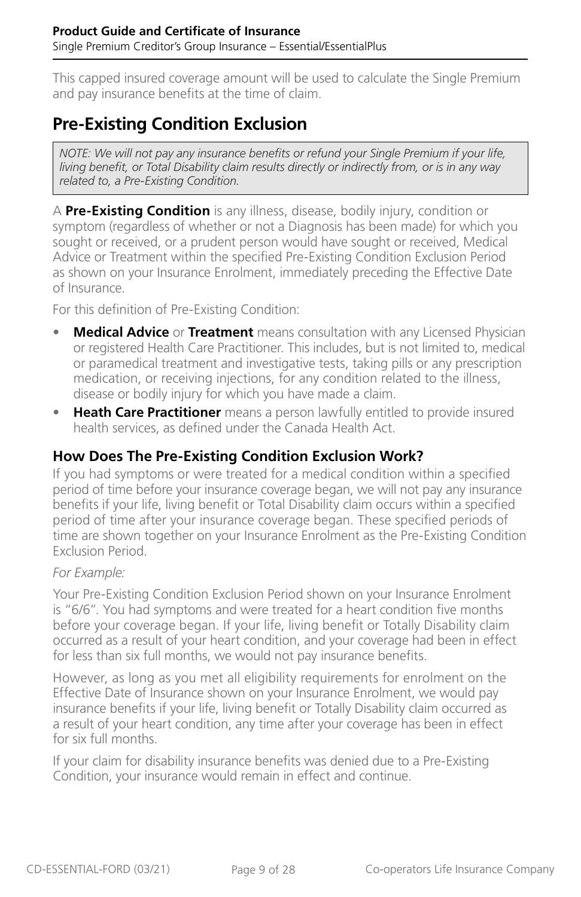This capped insured coverage amount will be used to calculate the Single Premium and pay insurance benefits at the time of claim.

## Pre-Existing Condition Exclusion

*NOTE: We will not pay any insurance benefits or refund your Single Premium if your life, living benefit, or Total Disability claim results directly or indirectly from, or is in any way related to, a Pre-Existing Condition.*

A **Pre-Existing Condition** is any illness, disease, bodily injury, condition or symptom (regardless of whether or not a Diagnosis has been made) for which you sought or received, or a prudent person would have sought or received, Medical Advice or Treatment within the specified Pre-Existing Condition Exclusion Period as shown on your Insurance Enrolment, immediately preceding the Effective Date of Insurance.

For this definition of Pre-Existing Condition:

- **Medical Advice** or **Treatment** means consultation with any Licensed Physician or registered Health Care Practitioner. This includes, but is not limited to, medical or paramedical treatment and investigative tests, taking pills or any prescription medication, or receiving injections, for any condition related to the illness, disease or bodily injury for which you have made a claim.
- **Heath Care Practitioner** means a person lawfully entitled to provide insured health services, as defined under the Canada Health Act.

### How Does The Pre-Existing Condition Exclusion Work?

If you had symptoms or were treated for a medical condition within a specified period of time before your insurance coverage began, we will not pay any insurance benefits if your life, living benefit or Total Disability claim occurs within a specified period of time after your insurance coverage began. These specified periods of time are shown together on your Insurance Enrolment as the Pre-Existing Condition Exclusion Period.

*For Example:*

Your Pre-Existing Condition Exclusion Period shown on your Insurance Enrolment is "6/6". You had symptoms and were treated for a heart condition five months before your coverage began. If your life, living benefit or Totally Disability claim occurred as a result of your heart condition, and your coverage had been in effect for less than six full months, we would not pay insurance benefits.

However, as long as you met all eligibility requirements for enrolment on the Effective Date of Insurance shown on your Insurance Enrolment, we would pay insurance benefits if your life, living benefit or Totally Disability claim occurred as a result of your heart condition, any time after your coverage has been in effect for six full months.

If your claim for disability insurance benefits was denied due to a Pre-Existing Condition, your insurance would remain in effect and continue.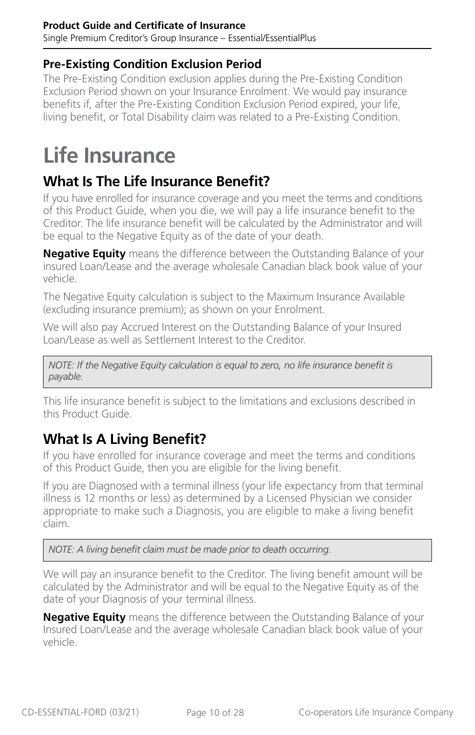### Pre-Existing Condition Exclusion Period

The Pre-Existing Condition exclusion applies during the Pre-Existing Condition Exclusion Period shown on your Insurance Enrolment. We would pay insurance benefits if, after the Pre-Existing Condition Exclusion Period expired, your life, living benefit, or Total Disability claim was related to a Pre-Existing Condition.

# Life Insurance

## What Is The Life Insurance Benefit?

If you have enrolled for insurance coverage and you meet the terms and conditions of this Product Guide, when you die, we will pay a life insurance benefit to the Creditor. The life insurance benefit will be calculated by the Administrator and will be equal to the Negative Equity as of the date of your death.

**Negative Equity** means the difference between the Outstanding Balance of your insured Loan/Lease and the average wholesale Canadian black book value of your vehicle.

The Negative Equity calculation is subject to the Maximum Insurance Available (excluding insurance premium); as shown on your Enrolment.

We will also pay Accrued Interest on the Outstanding Balance of your Insured Loan/Lease as well as Settlement Interest to the Creditor.

> *NOTE: If the Negative Equity calculation is equal to zero, no life insurance benefit is payable.*

This life insurance benefit is subject to the limitations and exclusions described in this Product Guide.

## What Is A Living Benefit?

If you have enrolled for insurance coverage and meet the terms and conditions of this Product Guide, then you are eligible for the living benefit.

If you are Diagnosed with a terminal illness (your life expectancy from that terminal illness is 12 months or less) as determined by a Licensed Physician we consider appropriate to make such a Diagnosis, you are eligible to make a living benefit claim.

> *NOTE: A living benefit claim must be made prior to death occurring.*

We will pay an insurance benefit to the Creditor. The living benefit amount will be calculated by the Administrator and will be equal to the Negative Equity as of the date of your Diagnosis of your terminal illness.

**Negative Equity** means the difference between the Outstanding Balance of your Insured Loan/Lease and the average wholesale Canadian black book value of your vehicle.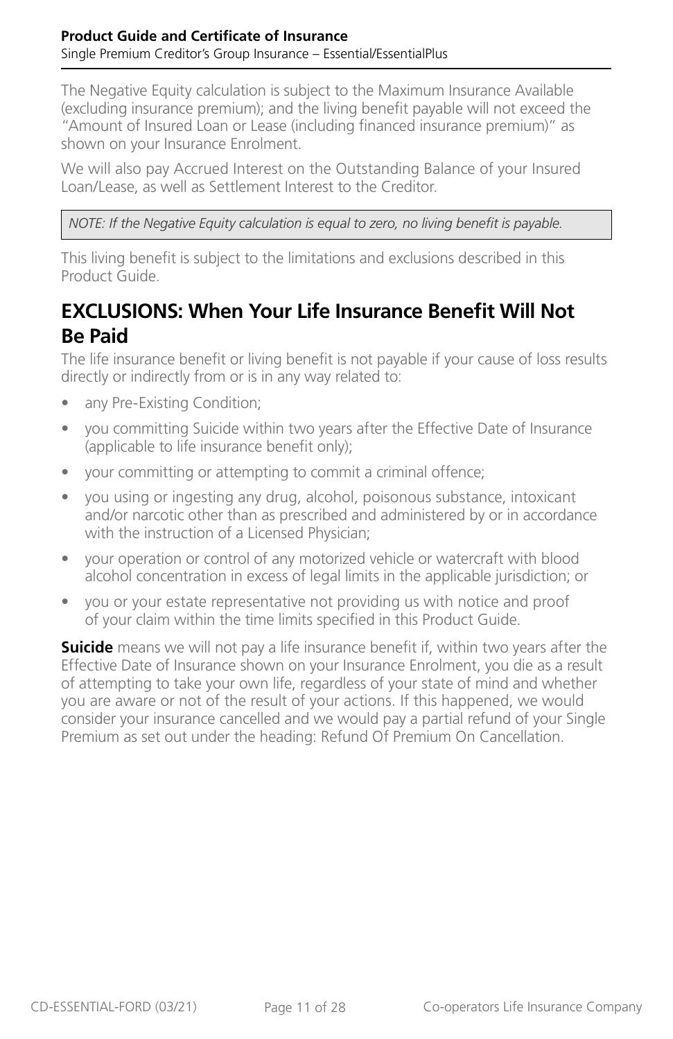The Negative Equity calculation is subject to the Maximum Insurance Available (excluding insurance premium); and the living benefit payable will not exceed the "Amount of Insured Loan or Lease (including financed insurance premium)" as shown on your Insurance Enrolment.

We will also pay Accrued Interest on the Outstanding Balance of your Insured Loan/Lease, as well as Settlement Interest to the Creditor.

*NOTE: If the Negative Equity calculation is equal to zero, no living benefit is payable.*

This living benefit is subject to the limitations and exclusions described in this Product Guide.

## EXCLUSIONS: When Your Life Insurance Benefit Will Not Be Paid

The life insurance benefit or living benefit is not payable if your cause of loss results directly or indirectly from or is in any way related to:

- any Pre-Existing Condition;
- you committing Suicide within two years after the Effective Date of Insurance (applicable to life insurance benefit only);
- your committing or attempting to commit a criminal offence;
- you using or ingesting any drug, alcohol, poisonous substance, intoxicant and/or narcotic other than as prescribed and administered by or in accordance with the instruction of a Licensed Physician;
- your operation or control of any motorized vehicle or watercraft with blood alcohol concentration in excess of legal limits in the applicable jurisdiction; or
- you or your estate representative not providing us with notice and proof of your claim within the time limits specified in this Product Guide.

**Suicide** means we will not pay a life insurance benefit if, within two years after the Effective Date of Insurance shown on your Insurance Enrolment, you die as a result of attempting to take your own life, regardless of your state of mind and whether you are aware or not of the result of your actions. If this happened, we would consider your insurance cancelled and we would pay a partial refund of your Single Premium as set out under the heading: Refund Of Premium On Cancellation.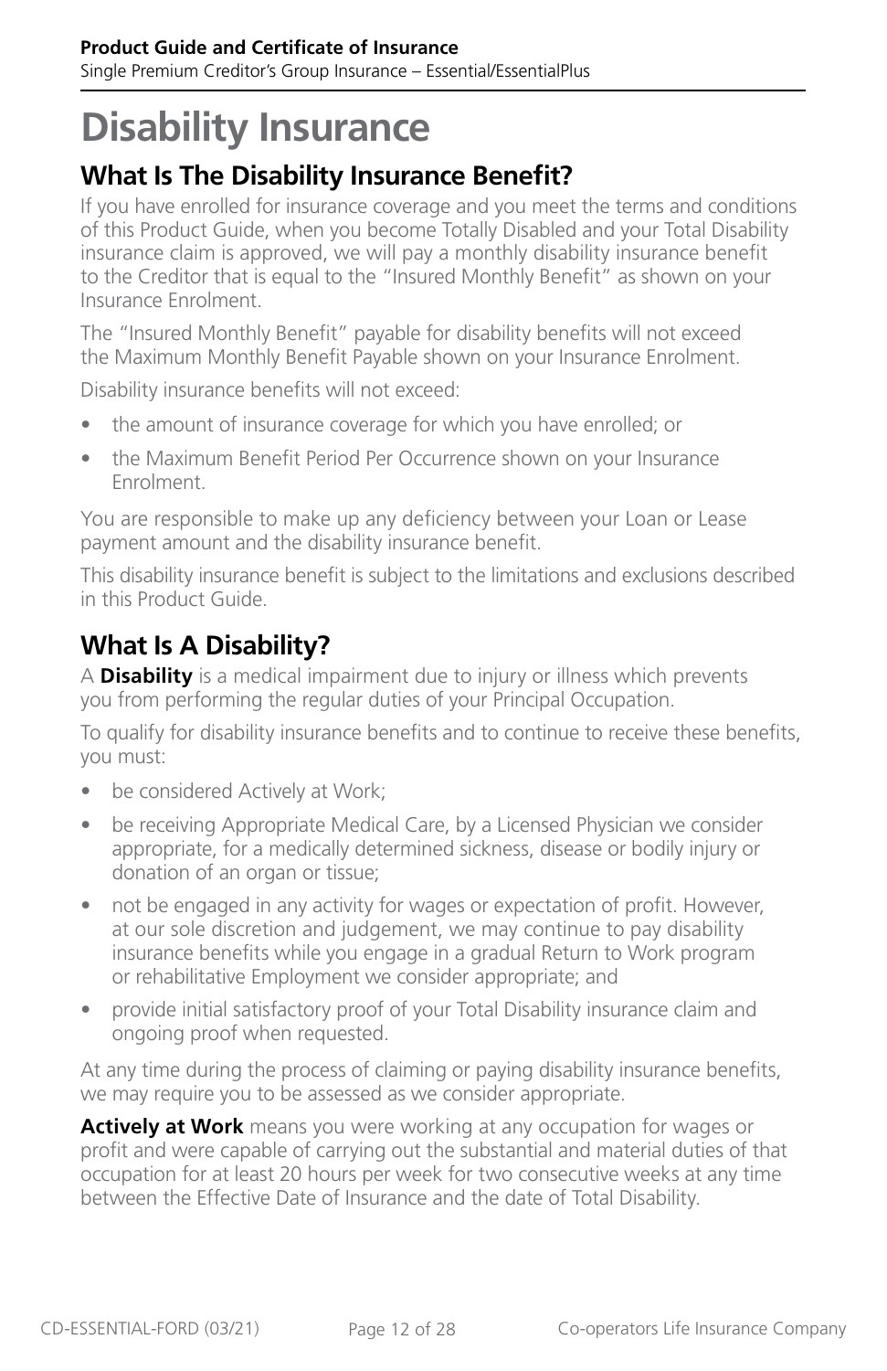# Disability Insurance

## What Is The Disability Insurance Benefit?

If you have enrolled for insurance coverage and you meet the terms and conditions of this Product Guide, when you become Totally Disabled and your Total Disability insurance claim is approved, we will pay a monthly disability insurance benefit to the Creditor that is equal to the "Insured Monthly Benefit" as shown on your Insurance Enrolment.

The "Insured Monthly Benefit" payable for disability benefits will not exceed the Maximum Monthly Benefit Payable shown on your Insurance Enrolment.

Disability insurance benefits will not exceed:

- the amount of insurance coverage for which you have enrolled; or
- the Maximum Benefit Period Per Occurrence shown on your Insurance Enrolment.

You are responsible to make up any deficiency between your Loan or Lease payment amount and the disability insurance benefit.

This disability insurance benefit is subject to the limitations and exclusions described in this Product Guide.

## What Is A Disability?

A **Disability** is a medical impairment due to injury or illness which prevents you from performing the regular duties of your Principal Occupation.

To qualify for disability insurance benefits and to continue to receive these benefits, you must:

- be considered Actively at Work;
- be receiving Appropriate Medical Care, by a Licensed Physician we consider appropriate, for a medically determined sickness, disease or bodily injury or donation of an organ or tissue;
- not be engaged in any activity for wages or expectation of profit. However, at our sole discretion and judgement, we may continue to pay disability insurance benefits while you engage in a gradual Return to Work program or rehabilitative Employment we consider appropriate; and
- provide initial satisfactory proof of your Total Disability insurance claim and ongoing proof when requested.

At any time during the process of claiming or paying disability insurance benefits, we may require you to be assessed as we consider appropriate.

**Actively at Work** means you were working at any occupation for wages or profit and were capable of carrying out the substantial and material duties of that occupation for at least 20 hours per week for two consecutive weeks at any time between the Effective Date of Insurance and the date of Total Disability.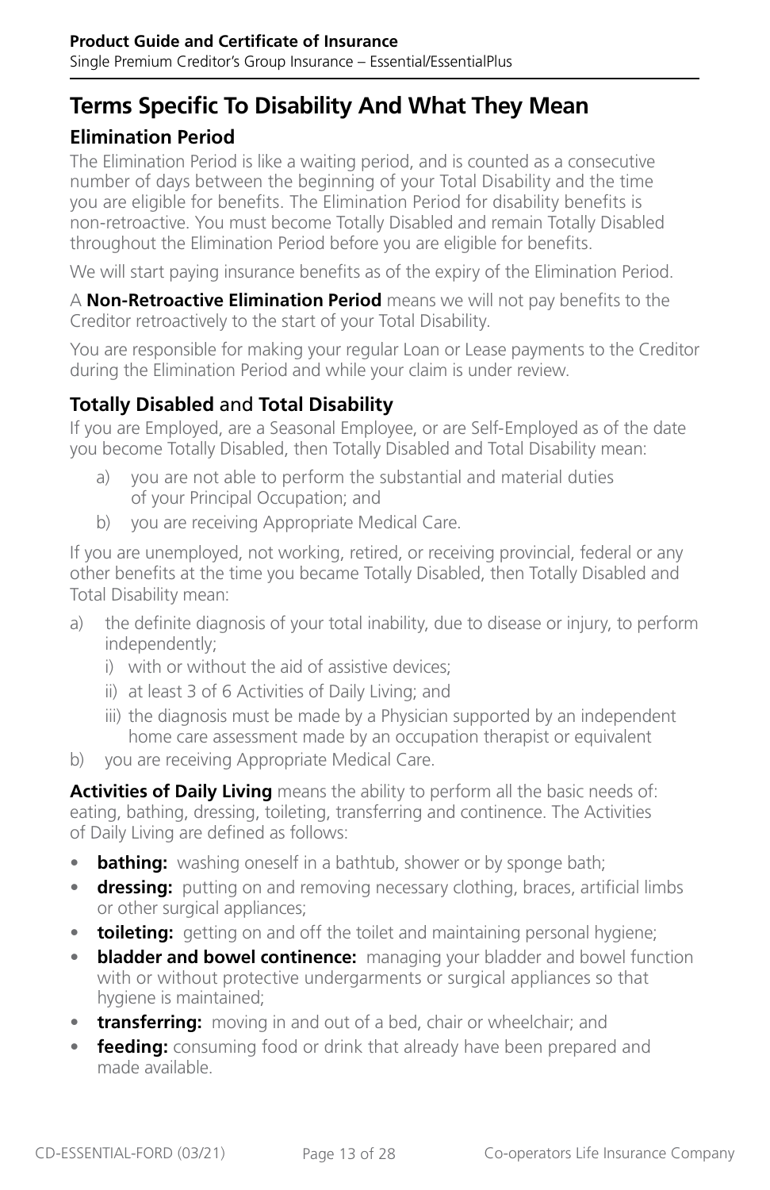## Terms Specific To Disability And What They Mean

### Elimination Period

The Elimination Period is like a waiting period, and is counted as a consecutive number of days between the beginning of your Total Disability and the time you are eligible for benefits. The Elimination Period for disability benefits is non-retroactive. You must become Totally Disabled and remain Totally Disabled throughout the Elimination Period before you are eligible for benefits.

We will start paying insurance benefits as of the expiry of the Elimination Period.

A **Non-Retroactive Elimination Period** means we will not pay benefits to the Creditor retroactively to the start of your Total Disability.

You are responsible for making your regular Loan or Lease payments to the Creditor during the Elimination Period and while your claim is under review.

### Totally Disabled and Total Disability

If you are Employed, are a Seasonal Employee, or are Self-Employed as of the date you become Totally Disabled, then Totally Disabled and Total Disability mean:

a) you are not able to perform the substantial and material duties of your Principal Occupation; and

b) you are receiving Appropriate Medical Care.

If you are unemployed, not working, retired, or receiving provincial, federal or any other benefits at the time you became Totally Disabled, then Totally Disabled and Total Disability mean:

a) the definite diagnosis of your total inability, due to disease or injury, to perform independently;
   - i) with or without the aid of assistive devices;
   - ii) at least 3 of 6 Activities of Daily Living; and
   - iii) the diagnosis must be made by a Physician supported by an independent home care assessment made by an occupation therapist or equivalent

b) you are receiving Appropriate Medical Care.

**Activities of Daily Living** means the ability to perform all the basic needs of: eating, bathing, dressing, toileting, transferring and continence. The Activities of Daily Living are defined as follows:

- **bathing:** washing oneself in a bathtub, shower or by sponge bath;
- **dressing:** putting on and removing necessary clothing, braces, artificial limbs or other surgical appliances;
- **toileting:** getting on and off the toilet and maintaining personal hygiene;
- **bladder and bowel continence:** managing your bladder and bowel function with or without protective undergarments or surgical appliances so that hygiene is maintained;
- **transferring:** moving in and out of a bed, chair or wheelchair; and
- **feeding:** consuming food or drink that already have been prepared and made available.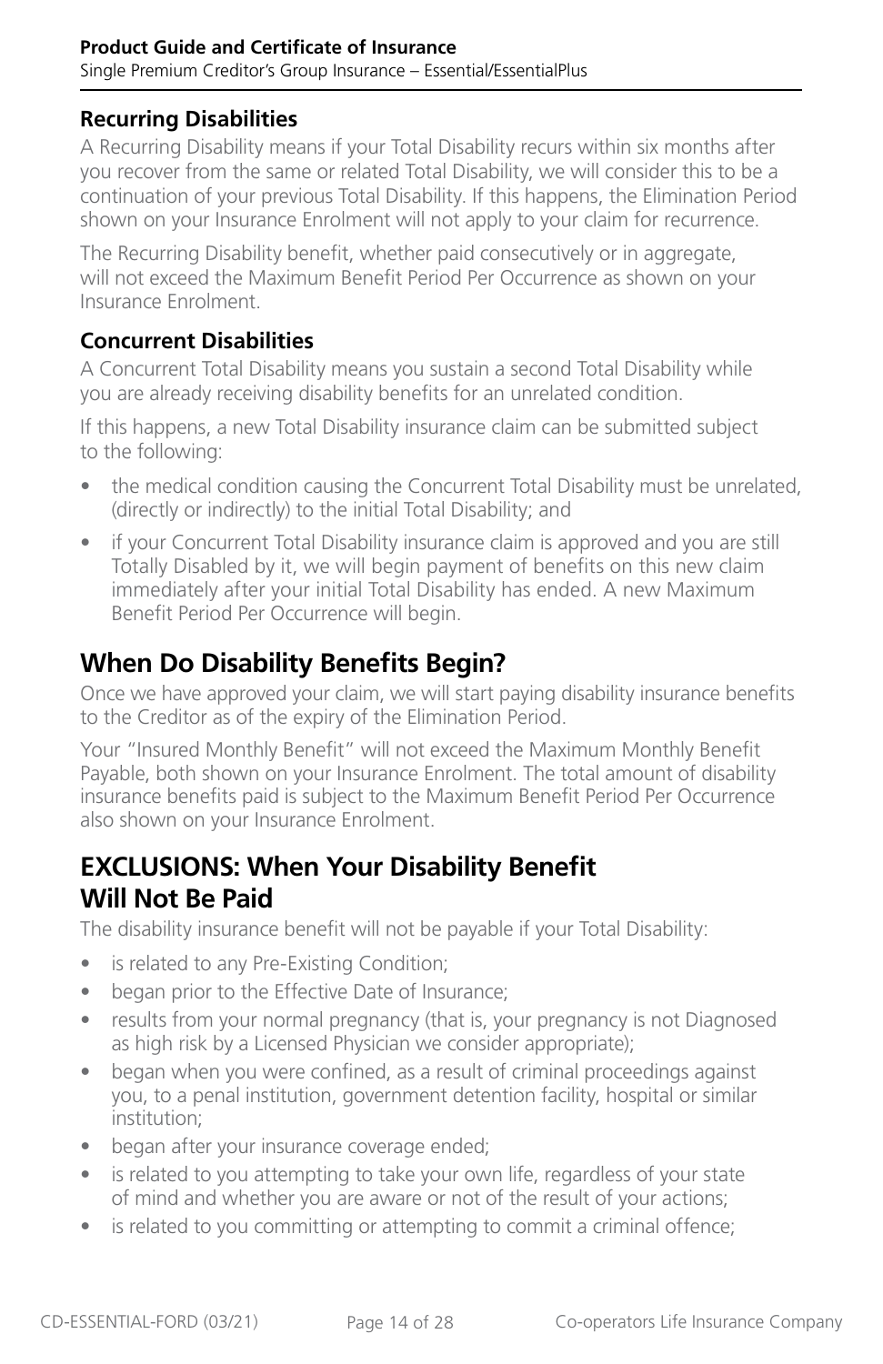### Recurring Disabilities

A Recurring Disability means if your Total Disability recurs within six months after you recover from the same or related Total Disability, we will consider this to be a continuation of your previous Total Disability. If this happens, the Elimination Period shown on your Insurance Enrolment will not apply to your claim for recurrence.

The Recurring Disability benefit, whether paid consecutively or in aggregate, will not exceed the Maximum Benefit Period Per Occurrence as shown on your Insurance Enrolment.

### Concurrent Disabilities

A Concurrent Total Disability means you sustain a second Total Disability while you are already receiving disability benefits for an unrelated condition.

If this happens, a new Total Disability insurance claim can be submitted subject to the following:

- the medical condition causing the Concurrent Total Disability must be unrelated, (directly or indirectly) to the initial Total Disability; and
- if your Concurrent Total Disability insurance claim is approved and you are still Totally Disabled by it, we will begin payment of benefits on this new claim immediately after your initial Total Disability has ended. A new Maximum Benefit Period Per Occurrence will begin.

## When Do Disability Benefits Begin?

Once we have approved your claim, we will start paying disability insurance benefits to the Creditor as of the expiry of the Elimination Period.

Your "Insured Monthly Benefit" will not exceed the Maximum Monthly Benefit Payable, both shown on your Insurance Enrolment. The total amount of disability insurance benefits paid is subject to the Maximum Benefit Period Per Occurrence also shown on your Insurance Enrolment.

## EXCLUSIONS: When Your Disability Benefit Will Not Be Paid

The disability insurance benefit will not be payable if your Total Disability:

- is related to any Pre-Existing Condition;
- began prior to the Effective Date of Insurance;
- results from your normal pregnancy (that is, your pregnancy is not Diagnosed as high risk by a Licensed Physician we consider appropriate);
- began when you were confined, as a result of criminal proceedings against you, to a penal institution, government detention facility, hospital or similar institution;
- began after your insurance coverage ended;
- is related to you attempting to take your own life, regardless of your state of mind and whether you are aware or not of the result of your actions;
- is related to you committing or attempting to commit a criminal offence;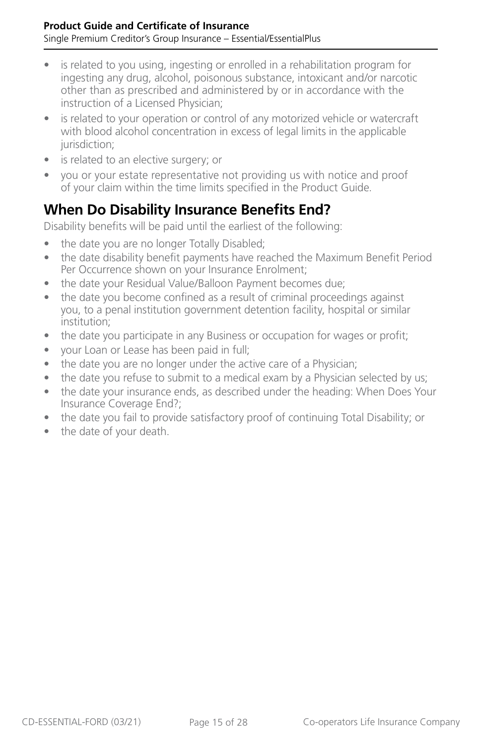- is related to you using, ingesting or enrolled in a rehabilitation program for ingesting any drug, alcohol, poisonous substance, intoxicant and/or narcotic other than as prescribed and administered by or in accordance with the instruction of a Licensed Physician;
- is related to your operation or control of any motorized vehicle or watercraft with blood alcohol concentration in excess of legal limits in the applicable jurisdiction;
- is related to an elective surgery; or
- you or your estate representative not providing us with notice and proof of your claim within the time limits specified in the Product Guide.

## When Do Disability Insurance Benefits End?

Disability benefits will be paid until the earliest of the following:

- the date you are no longer Totally Disabled;
- the date disability benefit payments have reached the Maximum Benefit Period Per Occurrence shown on your Insurance Enrolment;
- the date your Residual Value/Balloon Payment becomes due;
- the date you become confined as a result of criminal proceedings against you, to a penal institution government detention facility, hospital or similar institution;
- the date you participate in any Business or occupation for wages or profit;
- your Loan or Lease has been paid in full;
- the date you are no longer under the active care of a Physician;
- the date you refuse to submit to a medical exam by a Physician selected by us;
- the date your insurance ends, as described under the heading: When Does Your Insurance Coverage End?;
- the date you fail to provide satisfactory proof of continuing Total Disability; or
- the date of your death.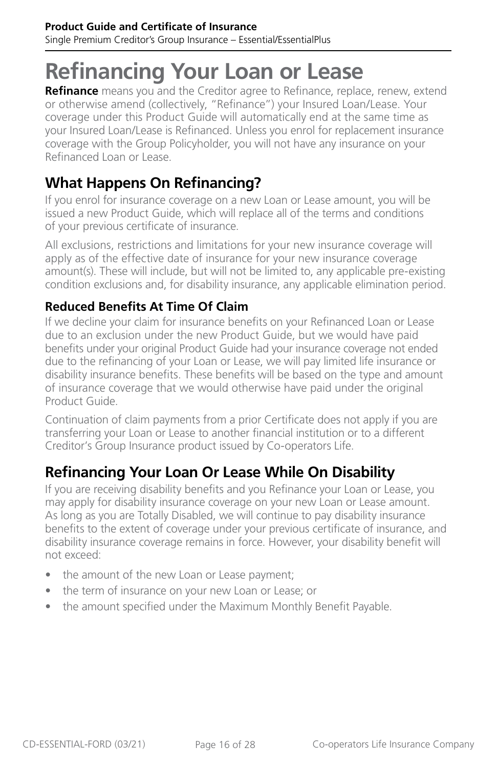# Refinancing Your Loan or Lease

**Refinance** means you and the Creditor agree to Refinance, replace, renew, extend or otherwise amend (collectively, "Refinance") your Insured Loan/Lease. Your coverage under this Product Guide will automatically end at the same time as your Insured Loan/Lease is Refinanced. Unless you enrol for replacement insurance coverage with the Group Policyholder, you will not have any insurance on your Refinanced Loan or Lease.

## What Happens On Refinancing?

If you enrol for insurance coverage on a new Loan or Lease amount, you will be issued a new Product Guide, which will replace all of the terms and conditions of your previous certificate of insurance.

All exclusions, restrictions and limitations for your new insurance coverage will apply as of the effective date of insurance for your new insurance coverage amount(s). These will include, but will not be limited to, any applicable pre-existing condition exclusions and, for disability insurance, any applicable elimination period.

### Reduced Benefits At Time Of Claim

If we decline your claim for insurance benefits on your Refinanced Loan or Lease due to an exclusion under the new Product Guide, but we would have paid benefits under your original Product Guide had your insurance coverage not ended due to the refinancing of your Loan or Lease, we will pay limited life insurance or disability insurance benefits. These benefits will be based on the type and amount of insurance coverage that we would otherwise have paid under the original Product Guide.

Continuation of claim payments from a prior Certificate does not apply if you are transferring your Loan or Lease to another financial institution or to a different Creditor's Group Insurance product issued by Co-operators Life.

## Refinancing Your Loan Or Lease While On Disability

If you are receiving disability benefits and you Refinance your Loan or Lease, you may apply for disability insurance coverage on your new Loan or Lease amount. As long as you are Totally Disabled, we will continue to pay disability insurance benefits to the extent of coverage under your previous certificate of insurance, and disability insurance coverage remains in force. However, your disability benefit will not exceed:

- the amount of the new Loan or Lease payment;
- the term of insurance on your new Loan or Lease; or
- the amount specified under the Maximum Monthly Benefit Payable.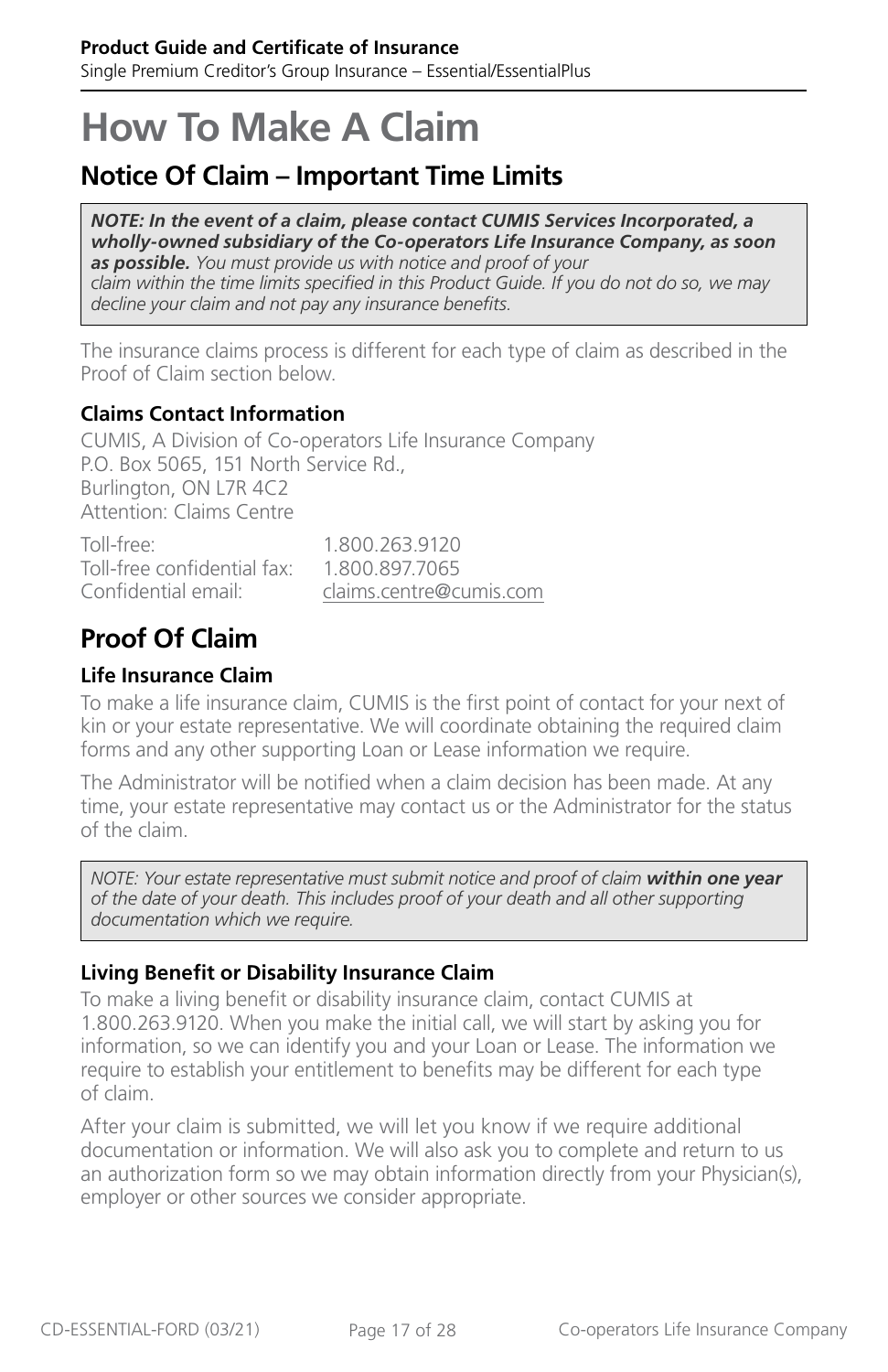# How To Make A Claim

## Notice Of Claim – Important Time Limits

> ***NOTE: In the event of a claim, please contact CUMIS Services Incorporated, a wholly-owned subsidiary of the Co-operators Life Insurance Company, as soon as possible.*** *You must provide us with notice and proof of your claim within the time limits specified in this Product Guide. If you do not do so, we may decline your claim and not pay any insurance benefits.*

The insurance claims process is different for each type of claim as described in the Proof of Claim section below.

### Claims Contact Information

CUMIS, A Division of Co-operators Life Insurance Company
P.O. Box 5065, 151 North Service Rd.,
Burlington, ON L7R 4C2
Attention: Claims Centre

Toll-free: 1.800.263.9120
Toll-free confidential fax: 1.800.897.7065
Confidential email: claims.centre@cumis.com

## Proof Of Claim

### Life Insurance Claim

To make a life insurance claim, CUMIS is the first point of contact for your next of kin or your estate representative. We will coordinate obtaining the required claim forms and any other supporting Loan or Lease information we require.

The Administrator will be notified when a claim decision has been made. At any time, your estate representative may contact us or the Administrator for the status of the claim.

> *NOTE: Your estate representative must submit notice and proof of claim* ***within one year*** *of the date of your death. This includes proof of your death and all other supporting documentation which we require.*

### Living Benefit or Disability Insurance Claim

To make a living benefit or disability insurance claim, contact CUMIS at 1.800.263.9120. When you make the initial call, we will start by asking you for information, so we can identify you and your Loan or Lease. The information we require to establish your entitlement to benefits may be different for each type of claim.

After your claim is submitted, we will let you know if we require additional documentation or information. We will also ask you to complete and return to us an authorization form so we may obtain information directly from your Physician(s), employer or other sources we consider appropriate.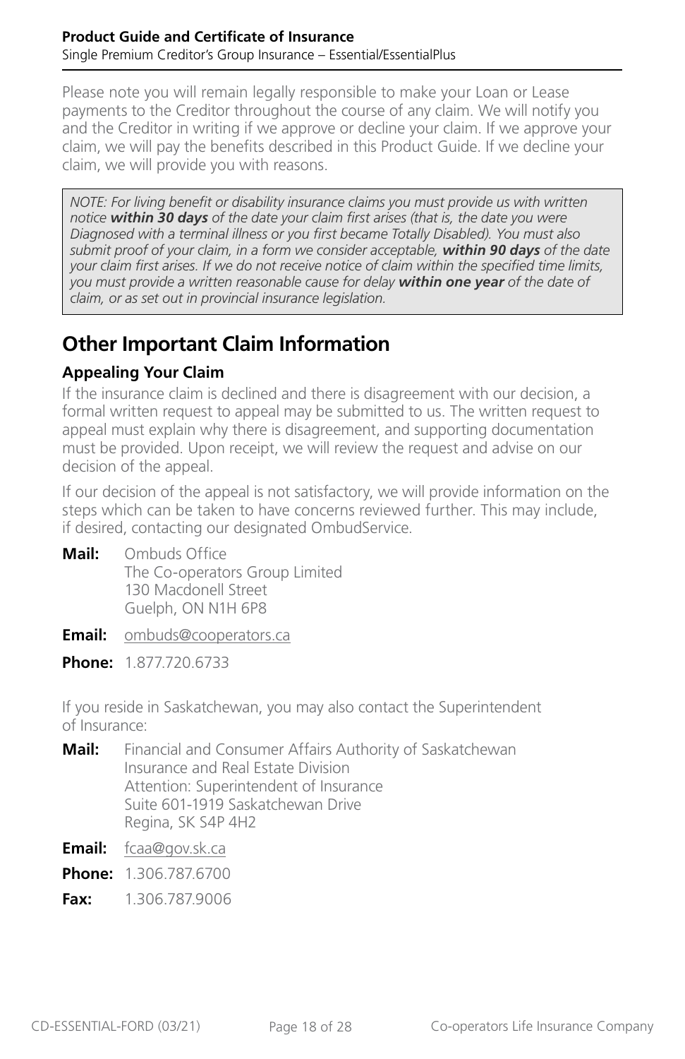Please note you will remain legally responsible to make your Loan or Lease payments to the Creditor throughout the course of any claim. We will notify you and the Creditor in writing if we approve or decline your claim. If we approve your claim, we will pay the benefits described in this Product Guide. If we decline your claim, we will provide you with reasons.

> *NOTE: For living benefit or disability insurance claims you must provide us with written notice **within 30 days** of the date your claim first arises (that is, the date you were Diagnosed with a terminal illness or you first became Totally Disabled). You must also submit proof of your claim, in a form we consider acceptable, **within 90 days** of the date your claim first arises. If we do not receive notice of claim within the specified time limits, you must provide a written reasonable cause for delay **within one year** of the date of claim, or as set out in provincial insurance legislation.*

## Other Important Claim Information

### Appealing Your Claim

If the insurance claim is declined and there is disagreement with our decision, a formal written request to appeal may be submitted to us. The written request to appeal must explain why there is disagreement, and supporting documentation must be provided. Upon receipt, we will review the request and advise on our decision of the appeal.

If our decision of the appeal is not satisfactory, we will provide information on the steps which can be taken to have concerns reviewed further. This may include, if desired, contacting our designated OmbudService.

**Mail:** Ombuds Office
The Co-operators Group Limited
130 Macdonell Street
Guelph, ON N1H 6P8

**Email:** ombuds@cooperators.ca

**Phone:** 1.877.720.6733

If you reside in Saskatchewan, you may also contact the Superintendent of Insurance:

**Mail:** Financial and Consumer Affairs Authority of Saskatchewan
Insurance and Real Estate Division
Attention: Superintendent of Insurance
Suite 601-1919 Saskatchewan Drive
Regina, SK S4P 4H2

**Email:** fcaa@gov.sk.ca

**Phone:** 1.306.787.6700

**Fax:** 1.306.787.9006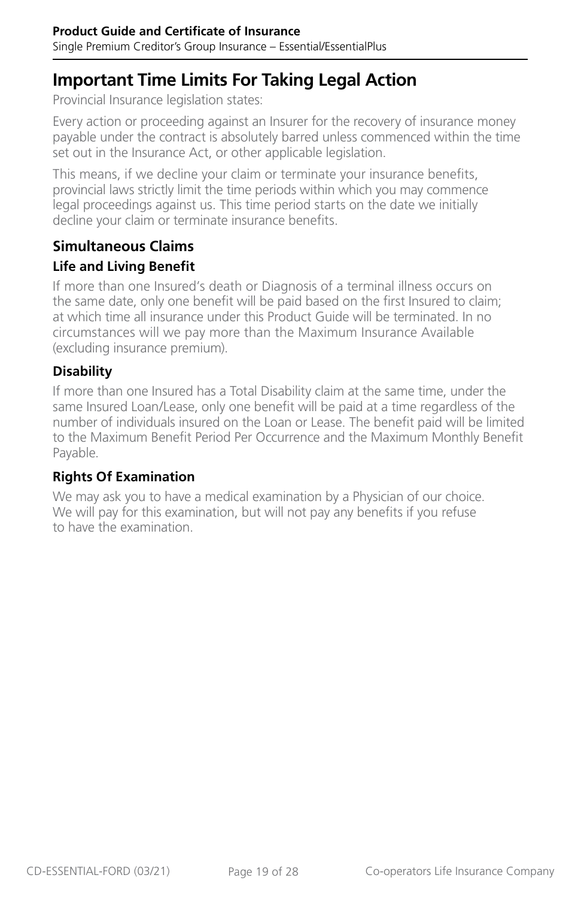## Important Time Limits For Taking Legal Action

Provincial Insurance legislation states:

Every action or proceeding against an Insurer for the recovery of insurance money payable under the contract is absolutely barred unless commenced within the time set out in the Insurance Act, or other applicable legislation.

This means, if we decline your claim or terminate your insurance benefits, provincial laws strictly limit the time periods within which you may commence legal proceedings against us. This time period starts on the date we initially decline your claim or terminate insurance benefits.

### Simultaneous Claims

#### Life and Living Benefit

If more than one Insured's death or Diagnosis of a terminal illness occurs on the same date, only one benefit will be paid based on the first Insured to claim; at which time all insurance under this Product Guide will be terminated. In no circumstances will we pay more than the Maximum Insurance Available (excluding insurance premium).

#### Disability

If more than one Insured has a Total Disability claim at the same time, under the same Insured Loan/Lease, only one benefit will be paid at a time regardless of the number of individuals insured on the Loan or Lease. The benefit paid will be limited to the Maximum Benefit Period Per Occurrence and the Maximum Monthly Benefit Payable.

#### Rights Of Examination

We may ask you to have a medical examination by a Physician of our choice. We will pay for this examination, but will not pay any benefits if you refuse to have the examination.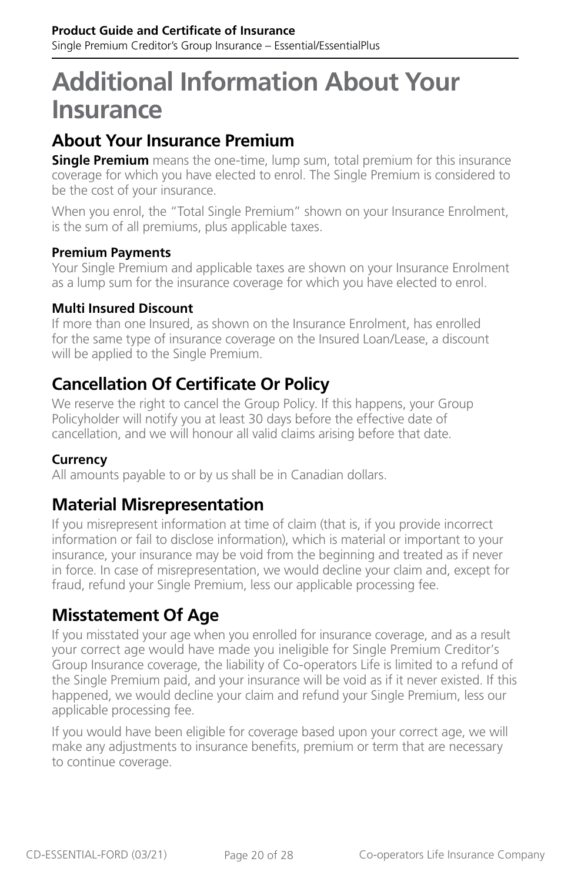# Additional Information About Your Insurance

## About Your Insurance Premium

**Single Premium** means the one-time, lump sum, total premium for this insurance coverage for which you have elected to enrol. The Single Premium is considered to be the cost of your insurance.

When you enrol, the "Total Single Premium" shown on your Insurance Enrolment, is the sum of all premiums, plus applicable taxes.

### Premium Payments

Your Single Premium and applicable taxes are shown on your Insurance Enrolment as a lump sum for the insurance coverage for which you have elected to enrol.

### Multi Insured Discount

If more than one Insured, as shown on the Insurance Enrolment, has enrolled for the same type of insurance coverage on the Insured Loan/Lease, a discount will be applied to the Single Premium.

## Cancellation Of Certificate Or Policy

We reserve the right to cancel the Group Policy. If this happens, your Group Policyholder will notify you at least 30 days before the effective date of cancellation, and we will honour all valid claims arising before that date.

### Currency

All amounts payable to or by us shall be in Canadian dollars.

## Material Misrepresentation

If you misrepresent information at time of claim (that is, if you provide incorrect information or fail to disclose information), which is material or important to your insurance, your insurance may be void from the beginning and treated as if never in force. In case of misrepresentation, we would decline your claim and, except for fraud, refund your Single Premium, less our applicable processing fee.

## Misstatement Of Age

If you misstated your age when you enrolled for insurance coverage, and as a result your correct age would have made you ineligible for Single Premium Creditor's Group Insurance coverage, the liability of Co-operators Life is limited to a refund of the Single Premium paid, and your insurance will be void as if it never existed. If this happened, we would decline your claim and refund your Single Premium, less our applicable processing fee.

If you would have been eligible for coverage based upon your correct age, we will make any adjustments to insurance benefits, premium or term that are necessary to continue coverage.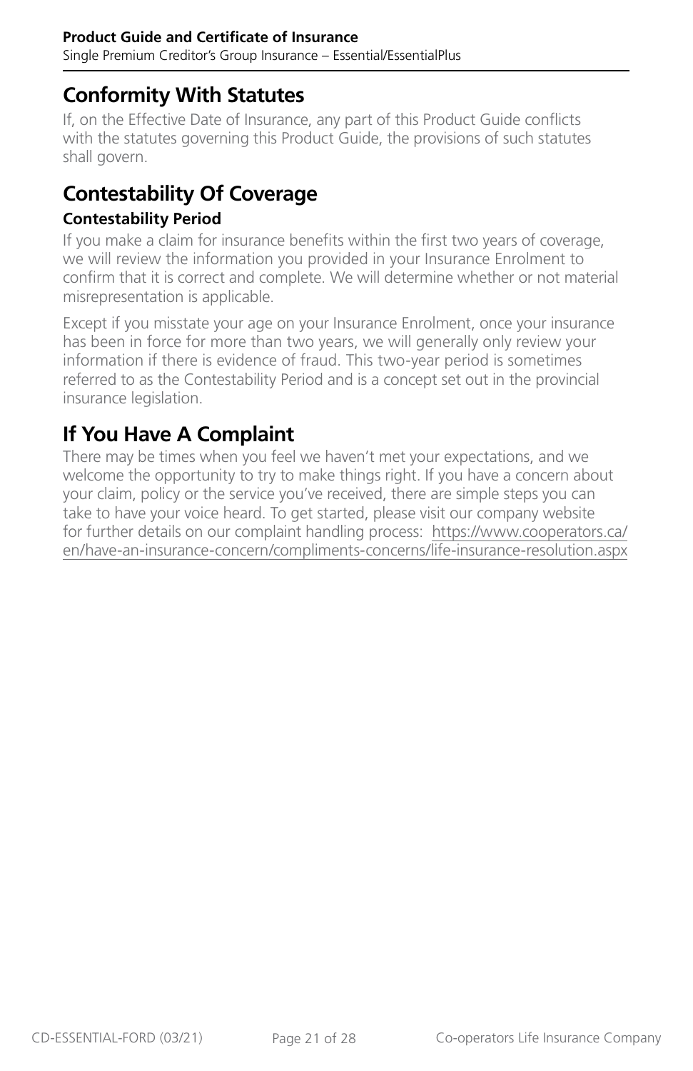## Conformity With Statutes

If, on the Effective Date of Insurance, any part of this Product Guide conflicts with the statutes governing this Product Guide, the provisions of such statutes shall govern.

## Contestability Of Coverage

### Contestability Period

If you make a claim for insurance benefits within the first two years of coverage, we will review the information you provided in your Insurance Enrolment to confirm that it is correct and complete. We will determine whether or not material misrepresentation is applicable.

Except if you misstate your age on your Insurance Enrolment, once your insurance has been in force for more than two years, we will generally only review your information if there is evidence of fraud. This two-year period is sometimes referred to as the Contestability Period and is a concept set out in the provincial insurance legislation.

## If You Have A Complaint

There may be times when you feel we haven't met your expectations, and we welcome the opportunity to try to make things right. If you have a concern about your claim, policy or the service you've received, there are simple steps you can take to have your voice heard. To get started, please visit our company website for further details on our complaint handling process: https://www.cooperators.ca/en/have-an-insurance-concern/compliments-concerns/life-insurance-resolution.aspx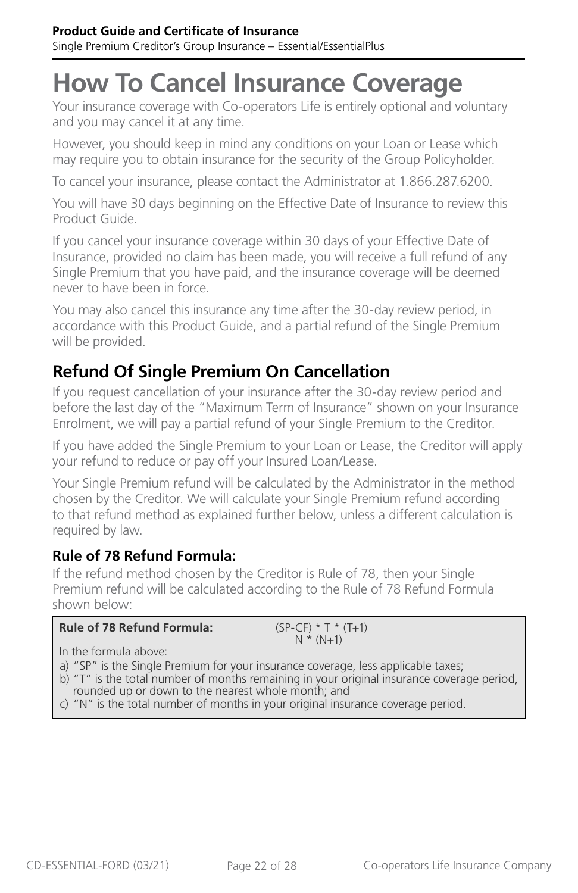# How To Cancel Insurance Coverage

Your insurance coverage with Co-operators Life is entirely optional and voluntary and you may cancel it at any time.

However, you should keep in mind any conditions on your Loan or Lease which may require you to obtain insurance for the security of the Group Policyholder.

To cancel your insurance, please contact the Administrator at 1.866.287.6200.

You will have 30 days beginning on the Effective Date of Insurance to review this Product Guide.

If you cancel your insurance coverage within 30 days of your Effective Date of Insurance, provided no claim has been made, you will receive a full refund of any Single Premium that you have paid, and the insurance coverage will be deemed never to have been in force.

You may also cancel this insurance any time after the 30-day review period, in accordance with this Product Guide, and a partial refund of the Single Premium will be provided.

## Refund Of Single Premium On Cancellation

If you request cancellation of your insurance after the 30-day review period and before the last day of the "Maximum Term of Insurance" shown on your Insurance Enrolment, we will pay a partial refund of your Single Premium to the Creditor.

If you have added the Single Premium to your Loan or Lease, the Creditor will apply your refund to reduce or pay off your Insured Loan/Lease.

Your Single Premium refund will be calculated by the Administrator in the method chosen by the Creditor. We will calculate your Single Premium refund according to that refund method as explained further below, unless a different calculation is required by law.

### Rule of 78 Refund Formula:

If the refund method chosen by the Creditor is Rule of 78, then your Single Premium refund will be calculated according to the Rule of 78 Refund Formula shown below:

**Rule of 78 Refund Formula:**

$$\frac{(SP-CF) * T * (T+1)}{N * (N+1)}$$

In the formula above:

a) "SP" is the Single Premium for your insurance coverage, less applicable taxes;
b) "T" is the total number of months remaining in your original insurance coverage period, rounded up or down to the nearest whole month; and
c) "N" is the total number of months in your original insurance coverage period.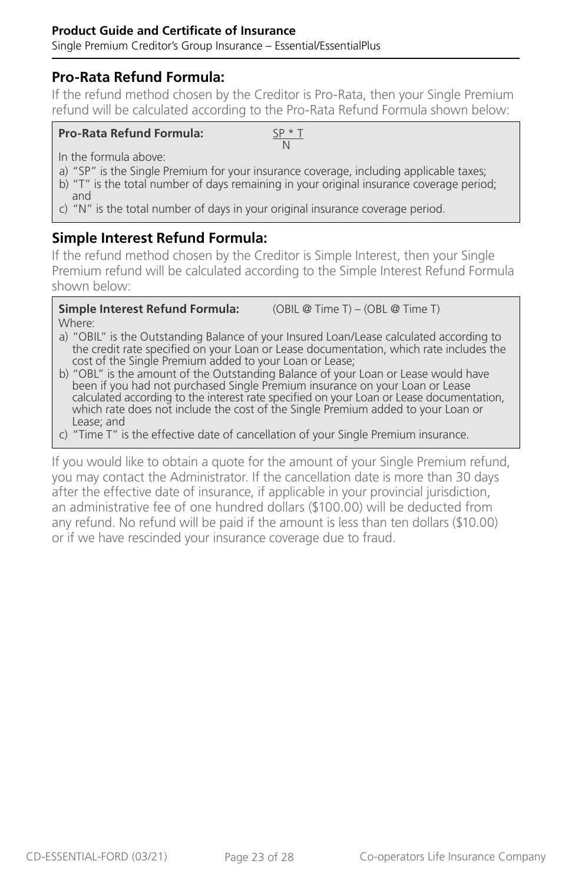## Pro-Rata Refund Formula:

If the refund method chosen by the Creditor is Pro-Rata, then your Single Premium refund will be calculated according to the Pro-Rata Refund Formula shown below:

**Pro-Rata Refund Formula:** $\frac{SP * T}{N}$

In the formula above:

a) "SP" is the Single Premium for your insurance coverage, including applicable taxes;
b) "T" is the total number of days remaining in your original insurance coverage period; and
c) "N" is the total number of days in your original insurance coverage period.

## Simple Interest Refund Formula:

If the refund method chosen by the Creditor is Simple Interest, then your Single Premium refund will be calculated according to the Simple Interest Refund Formula shown below:

**Simple Interest Refund Formula:** (OBIL @ Time T) – (OBL @ Time T)

Where:

a) "OBIL" is the Outstanding Balance of your Insured Loan/Lease calculated according to the credit rate specified on your Loan or Lease documentation, which rate includes the cost of the Single Premium added to your Loan or Lease;
b) "OBL" is the amount of the Outstanding Balance of your Loan or Lease would have been if you had not purchased Single Premium insurance on your Loan or Lease calculated according to the interest rate specified on your Loan or Lease documentation, which rate does not include the cost of the Single Premium added to your Loan or Lease; and
c) "Time T" is the effective date of cancellation of your Single Premium insurance.

If you would like to obtain a quote for the amount of your Single Premium refund, you may contact the Administrator. If the cancellation date is more than 30 days after the effective date of insurance, if applicable in your provincial jurisdiction, an administrative fee of one hundred dollars ($100.00) will be deducted from any refund. No refund will be paid if the amount is less than ten dollars ($10.00) or if we have rescinded your insurance coverage due to fraud.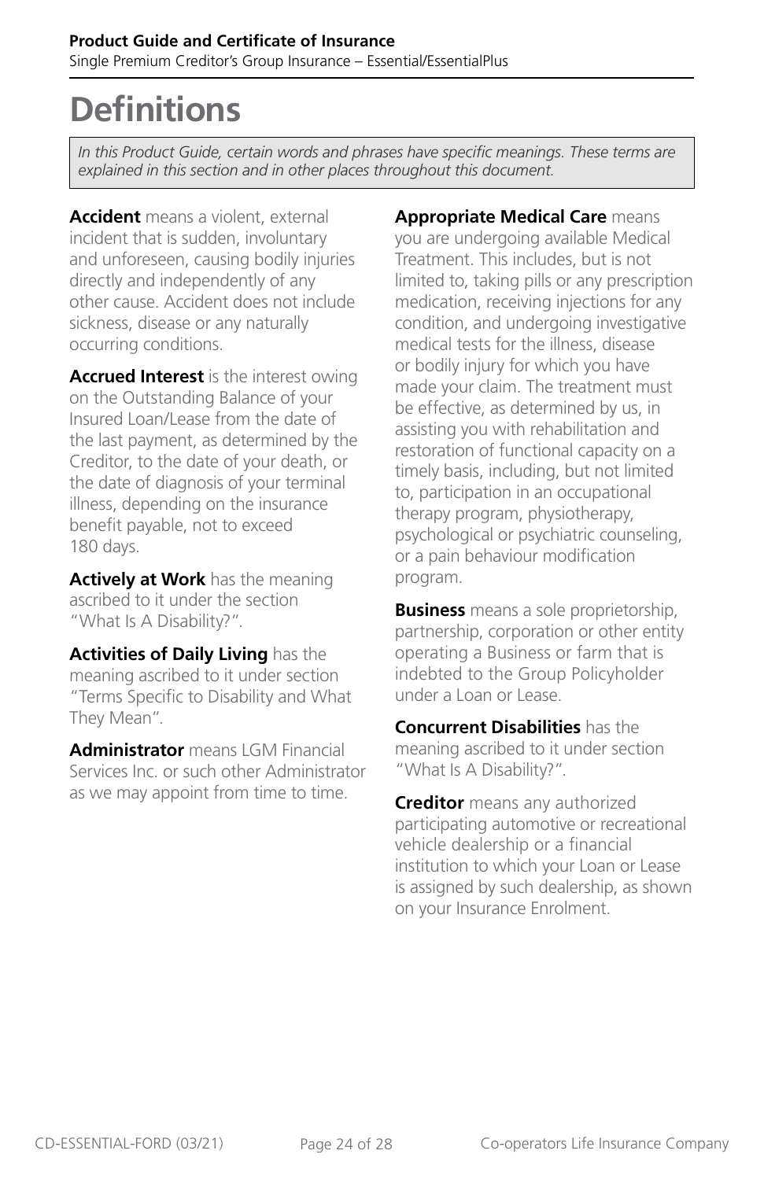# Definitions

*In this Product Guide, certain words and phrases have specific meanings. These terms are explained in this section and in other places throughout this document.*

**Accident** means a violent, external incident that is sudden, involuntary and unforeseen, causing bodily injuries directly and independently of any other cause. Accident does not include sickness, disease or any naturally occurring conditions.

**Accrued Interest** is the interest owing on the Outstanding Balance of your Insured Loan/Lease from the date of the last payment, as determined by the Creditor, to the date of your death, or the date of diagnosis of your terminal illness, depending on the insurance benefit payable, not to exceed 180 days.

**Actively at Work** has the meaning ascribed to it under the section "What Is A Disability?".

**Activities of Daily Living** has the meaning ascribed to it under section "Terms Specific to Disability and What They Mean".

**Administrator** means LGM Financial Services Inc. or such other Administrator as we may appoint from time to time.

**Appropriate Medical Care** means you are undergoing available Medical Treatment. This includes, but is not limited to, taking pills or any prescription medication, receiving injections for any condition, and undergoing investigative medical tests for the illness, disease or bodily injury for which you have made your claim. The treatment must be effective, as determined by us, in assisting you with rehabilitation and restoration of functional capacity on a timely basis, including, but not limited to, participation in an occupational therapy program, physiotherapy, psychological or psychiatric counseling, or a pain behaviour modification program.

**Business** means a sole proprietorship, partnership, corporation or other entity operating a Business or farm that is indebted to the Group Policyholder under a Loan or Lease.

**Concurrent Disabilities** has the meaning ascribed to it under section "What Is A Disability?".

**Creditor** means any authorized participating automotive or recreational vehicle dealership or a financial institution to which your Loan or Lease is assigned by such dealership, as shown on your Insurance Enrolment.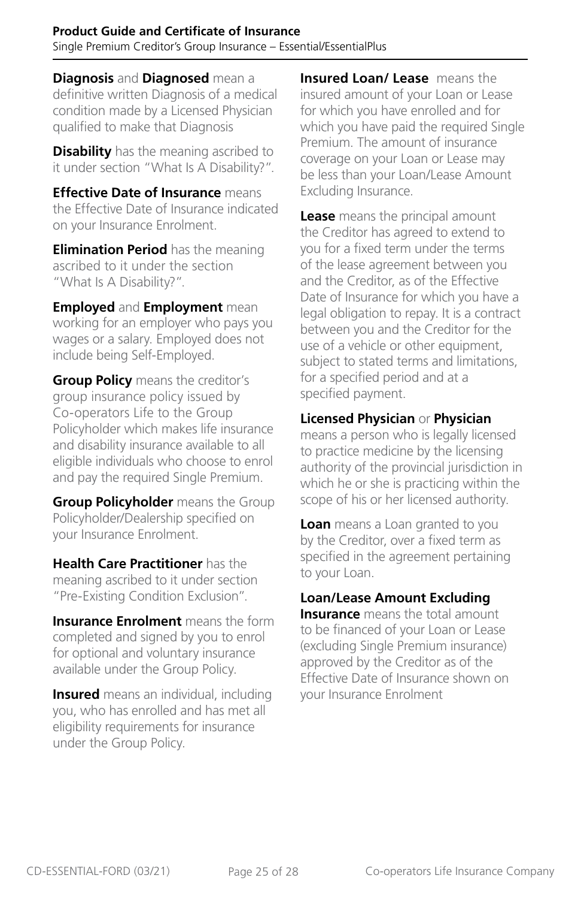**Diagnosis** and **Diagnosed** mean a definitive written Diagnosis of a medical condition made by a Licensed Physician qualified to make that Diagnosis

**Disability** has the meaning ascribed to it under section "What Is A Disability?".

**Effective Date of Insurance** means the Effective Date of Insurance indicated on your Insurance Enrolment.

**Elimination Period** has the meaning ascribed to it under the section "What Is A Disability?".

**Employed** and **Employment** mean working for an employer who pays you wages or a salary. Employed does not include being Self-Employed.

**Group Policy** means the creditor's group insurance policy issued by Co-operators Life to the Group Policyholder which makes life insurance and disability insurance available to all eligible individuals who choose to enrol and pay the required Single Premium.

**Group Policyholder** means the Group Policyholder/Dealership specified on your Insurance Enrolment.

**Health Care Practitioner** has the meaning ascribed to it under section "Pre-Existing Condition Exclusion".

**Insurance Enrolment** means the form completed and signed by you to enrol for optional and voluntary insurance available under the Group Policy.

**Insured** means an individual, including you, who has enrolled and has met all eligibility requirements for insurance under the Group Policy.

**Insured Loan/ Lease** means the insured amount of your Loan or Lease for which you have enrolled and for which you have paid the required Single Premium. The amount of insurance coverage on your Loan or Lease may be less than your Loan/Lease Amount Excluding Insurance.

**Lease** means the principal amount the Creditor has agreed to extend to you for a fixed term under the terms of the lease agreement between you and the Creditor, as of the Effective Date of Insurance for which you have a legal obligation to repay. It is a contract between you and the Creditor for the use of a vehicle or other equipment, subject to stated terms and limitations, for a specified period and at a specified payment.

**Licensed Physician** or **Physician** means a person who is legally licensed to practice medicine by the licensing authority of the provincial jurisdiction in which he or she is practicing within the scope of his or her licensed authority.

**Loan** means a Loan granted to you by the Creditor, over a fixed term as specified in the agreement pertaining to your Loan.

**Loan/Lease Amount Excluding Insurance** means the total amount to be financed of your Loan or Lease (excluding Single Premium insurance) approved by the Creditor as of the Effective Date of Insurance shown on your Insurance Enrolment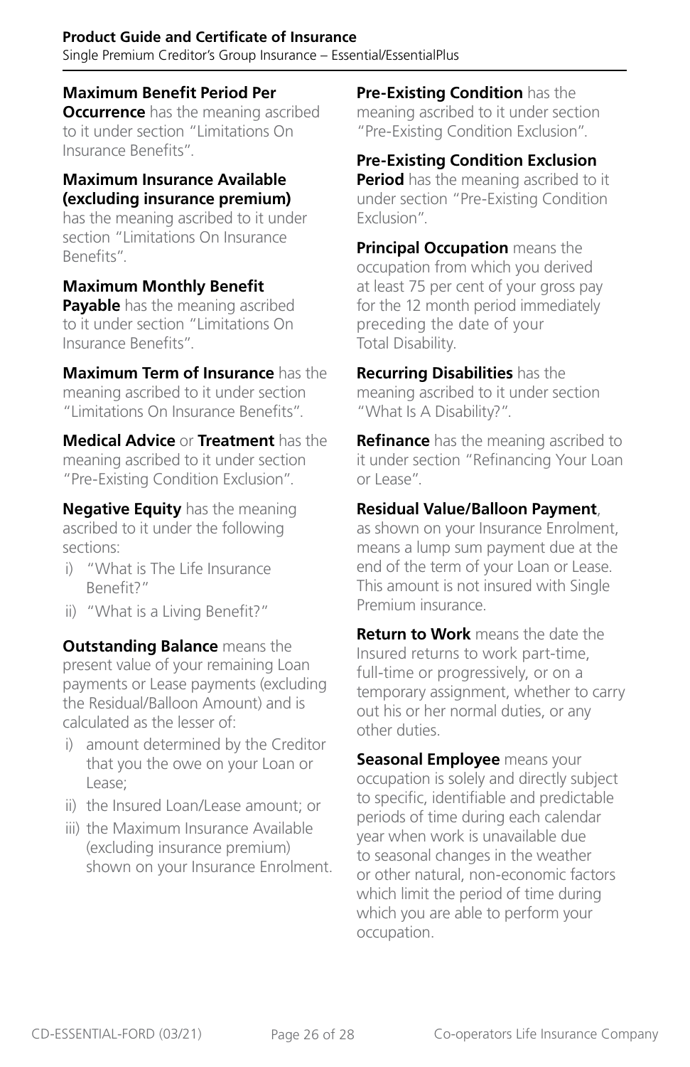**Maximum Benefit Period Per Occurrence** has the meaning ascribed to it under section "Limitations On Insurance Benefits".

**Maximum Insurance Available (excluding insurance premium)** has the meaning ascribed to it under section "Limitations On Insurance Benefits".

**Maximum Monthly Benefit Payable** has the meaning ascribed to it under section "Limitations On Insurance Benefits".

**Maximum Term of Insurance** has the meaning ascribed to it under section "Limitations On Insurance Benefits".

**Medical Advice** or **Treatment** has the meaning ascribed to it under section "Pre-Existing Condition Exclusion".

**Negative Equity** has the meaning ascribed to it under the following sections:

i) "What is The Life Insurance Benefit?"
ii) "What is a Living Benefit?"

**Outstanding Balance** means the present value of your remaining Loan payments or Lease payments (excluding the Residual/Balloon Amount) and is calculated as the lesser of:

i) amount determined by the Creditor that you the owe on your Loan or Lease;
ii) the Insured Loan/Lease amount; or
iii) the Maximum Insurance Available (excluding insurance premium) shown on your Insurance Enrolment.

**Pre-Existing Condition** has the meaning ascribed to it under section "Pre-Existing Condition Exclusion".

**Pre-Existing Condition Exclusion Period** has the meaning ascribed to it under section "Pre-Existing Condition Exclusion".

**Principal Occupation** means the occupation from which you derived at least 75 per cent of your gross pay for the 12 month period immediately preceding the date of your Total Disability.

**Recurring Disabilities** has the meaning ascribed to it under section "What Is A Disability?".

**Refinance** has the meaning ascribed to it under section "Refinancing Your Loan or Lease".

**Residual Value/Balloon Payment**, as shown on your Insurance Enrolment, means a lump sum payment due at the end of the term of your Loan or Lease. This amount is not insured with Single Premium insurance.

**Return to Work** means the date the Insured returns to work part-time, full-time or progressively, or on a temporary assignment, whether to carry out his or her normal duties, or any other duties.

**Seasonal Employee** means your occupation is solely and directly subject to specific, identifiable and predictable periods of time during each calendar year when work is unavailable due to seasonal changes in the weather or other natural, non-economic factors which limit the period of time during which you are able to perform your occupation.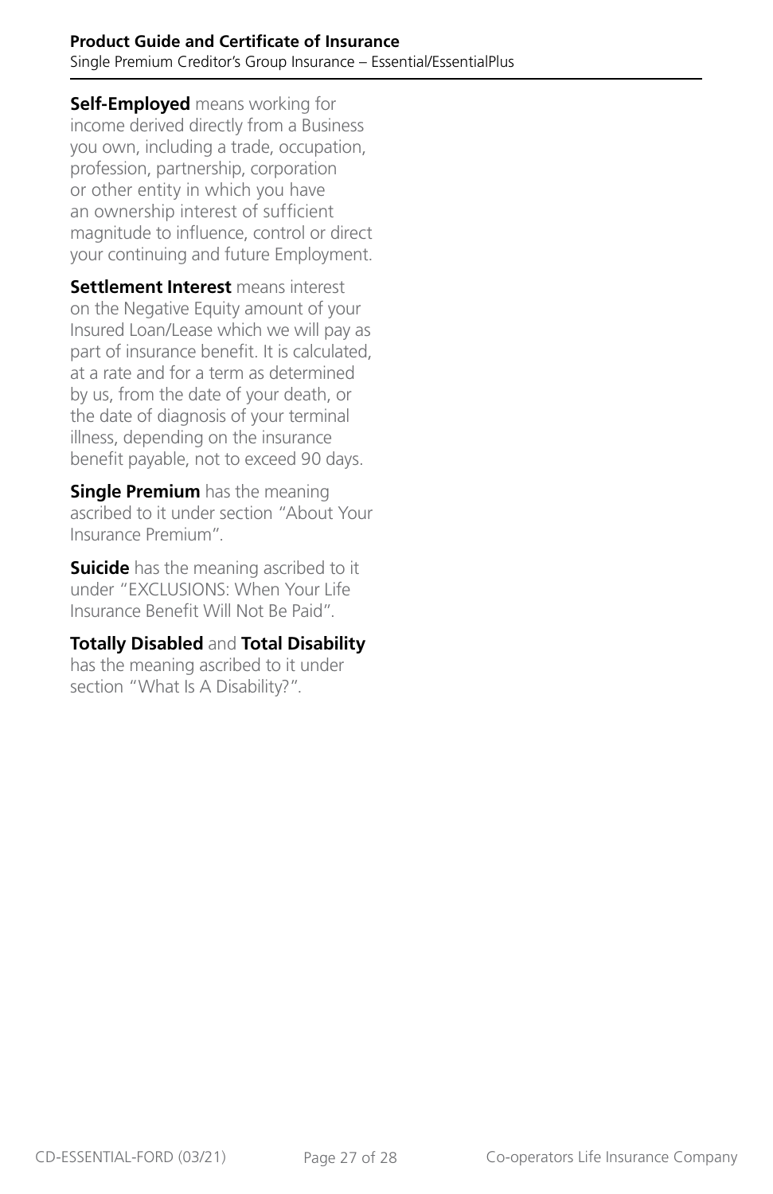**Self-Employed** means working for income derived directly from a Business you own, including a trade, occupation, profession, partnership, corporation or other entity in which you have an ownership interest of sufficient magnitude to influence, control or direct your continuing and future Employment.

**Settlement Interest** means interest on the Negative Equity amount of your Insured Loan/Lease which we will pay as part of insurance benefit. It is calculated, at a rate and for a term as determined by us, from the date of your death, or the date of diagnosis of your terminal illness, depending on the insurance benefit payable, not to exceed 90 days.

**Single Premium** has the meaning ascribed to it under section "About Your Insurance Premium".

**Suicide** has the meaning ascribed to it under "EXCLUSIONS: When Your Life Insurance Benefit Will Not Be Paid".

**Totally Disabled** and **Total Disability** has the meaning ascribed to it under section "What Is A Disability?".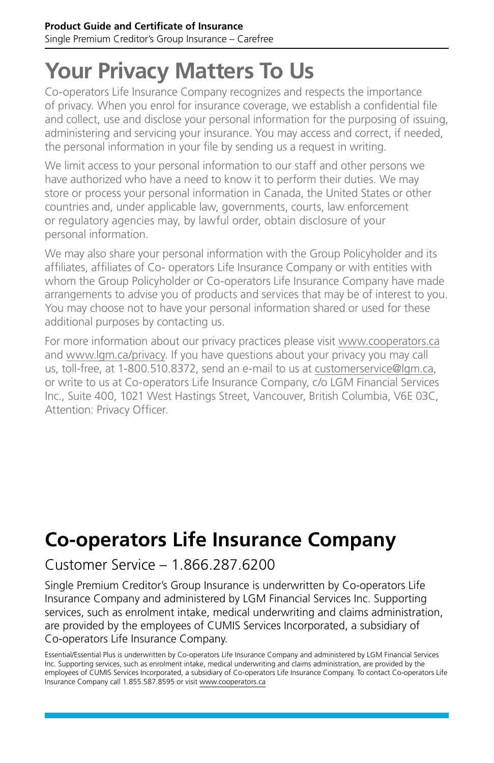# Your Privacy Matters To Us

Co-operators Life Insurance Company recognizes and respects the importance of privacy. When you enrol for insurance coverage, we establish a confidential file and collect, use and disclose your personal information for the purposing of issuing, administering and servicing your insurance. You may access and correct, if needed, the personal information in your file by sending us a request in writing.

We limit access to your personal information to our staff and other persons we have authorized who have a need to know it to perform their duties. We may store or process your personal information in Canada, the United States or other countries and, under applicable law, governments, courts, law enforcement or regulatory agencies may, by lawful order, obtain disclosure of your personal information.

We may also share your personal information with the Group Policyholder and its affiliates, affiliates of Co- operators Life Insurance Company or with entities with whom the Group Policyholder or Co-operators Life Insurance Company have made arrangements to advise you of products and services that may be of interest to you. You may choose not to have your personal information shared or used for these additional purposes by contacting us.

For more information about our privacy practices please visit www.cooperators.ca and www.lgm.ca/privacy. If you have questions about your privacy you may call us, toll-free, at 1-800.510.8372, send an e-mail to us at customerservice@lgm.ca, or write to us at Co-operators Life Insurance Company, c/o LGM Financial Services Inc., Suite 400, 1021 West Hastings Street, Vancouver, British Columbia, V6E 03C, Attention: Privacy Officer.

# Co-operators Life Insurance Company

## Customer Service – 1.866.287.6200

Single Premium Creditor's Group Insurance is underwritten by Co-operators Life Insurance Company and administered by LGM Financial Services Inc. Supporting services, such as enrolment intake, medical underwriting and claims administration, are provided by the employees of CUMIS Services Incorporated, a subsidiary of Co-operators Life Insurance Company.

Essential/Essential Plus is underwritten by Co-operators Life Insurance Company and administered by LGM Financial Services Inc. Supporting services, such as enrolment intake, medical underwriting and claims administration, are provided by the employees of CUMIS Services Incorporated, a subsidiary of Co-operators Life Insurance Company. To contact Co-operators Life Insurance Company call 1.855.587.8595 or visit www.cooperators.ca